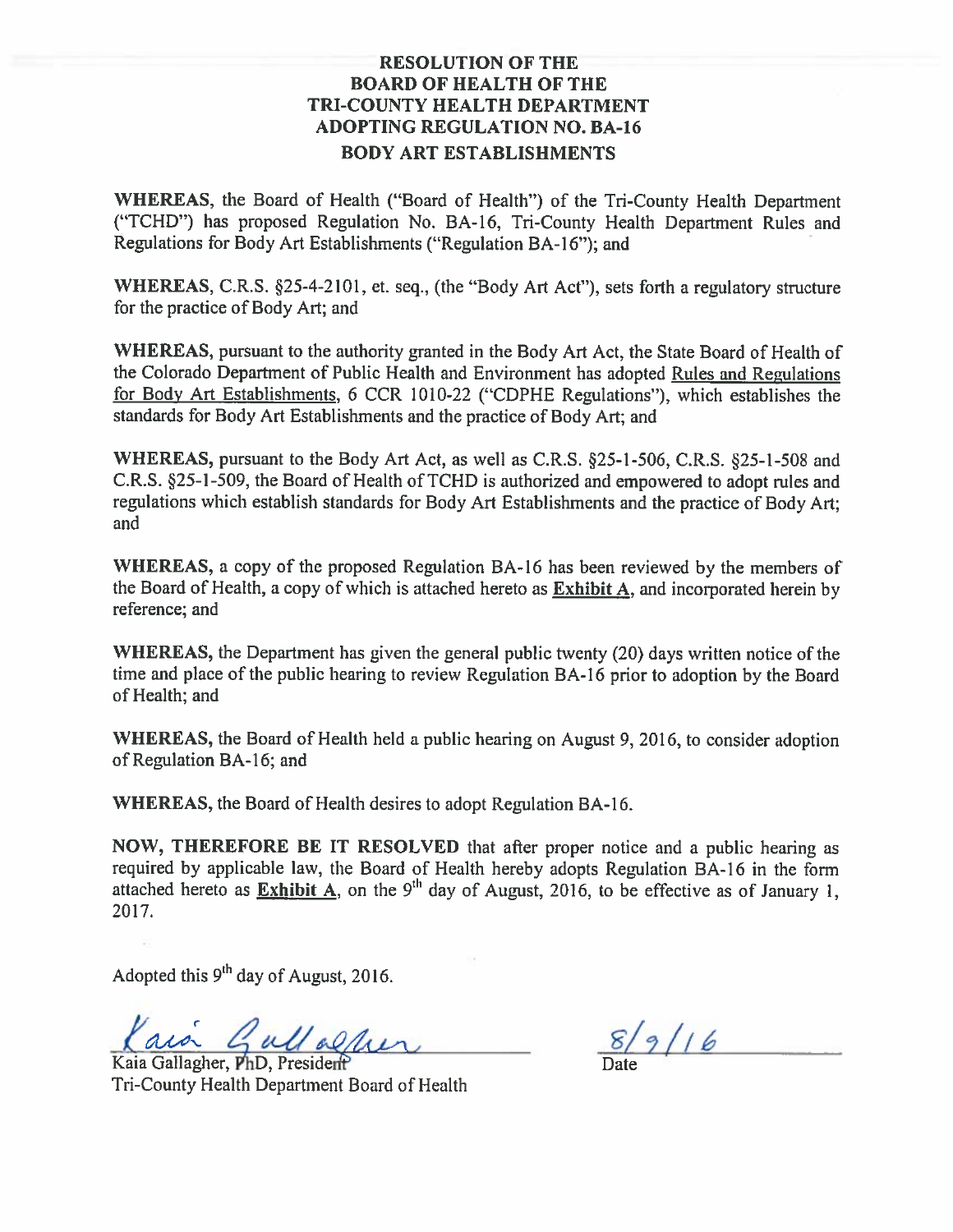# RESOLUTION OF THE BOARD OF HEALTH OF THE TRI-COUNTY HEALTH DEPARTMENT ADOPTING REGULATION NO. BA-16 BODY ART ESTABLISHMENTS

**WHEREAS**, the Board of Health ("Board of Health") of the Tri-County Health Department ("TCHD") has proposed Regulation No. BA-16, Tri-County Health Department Rules and Regulations for Body Art Establishments ("Regulation BA-16"); and

**WHEREAS**, C.R.S. §25-4-2101, et. seq., (the "Body Art Act"), sets forth a regulatory structure for the practice of Body Art; and

**WHEREAS**, pursuant to the authority granted in the Body Art Act, the State Board of Health of the Colorado Department of Public Health and Environment has adopted Rules and Regulations for Body Art Establishments, 6 CCR 1010-22 ("CDPHE Regulations"), which establishes the standards for Body Art Establishments and the practice of Body Art; and

**WHEREAS,** pursuant to the Body Art Act, as well as C.R.S. §25-1-506, C.R.S. §25-1-508 and C.R.S. §25-1-509, the Board of Health of TCHD is authorized and empowered to adopt rules and regulations which establish standards for Body Art Establishments and the practice of Body Art; and

**WHEREAS,** a copy of the proposed Regulation BA-16 has been reviewed by the members of the Board of Health, a copy of which is attached hereto as **Exhibit A**, and incorporated herein by reference; and

**WHEREAS,** the Department has given the general public twenty (20) days written notice of the time and place of the public hearing to review Regulation BA-16 prior to adoption by the Board of Health; and

**WHEREAS,** the Board of Health held a public hearing on August 9, 2016, to consider adoption of Regulation BA-16; and

**WHEREAS,** the Board of Health desires to adopt Regulation BA-16.

**NOW, THEREFORE BE IT RESOLVED** that after proper notice and a public hearing as required by applicable law, the Board of Health hereby adopts Regulation BA-16 in the form attached hereto as **Exhibit A**, on the 9th day of August, 2016, to be effective as of January 1, 2017.

Adopted this 9th day of August, 2016.

Kaia Gallagher

Kaia Gallagher, PhD, President
Tri-County Health Department Board of Health

8/9/16
Date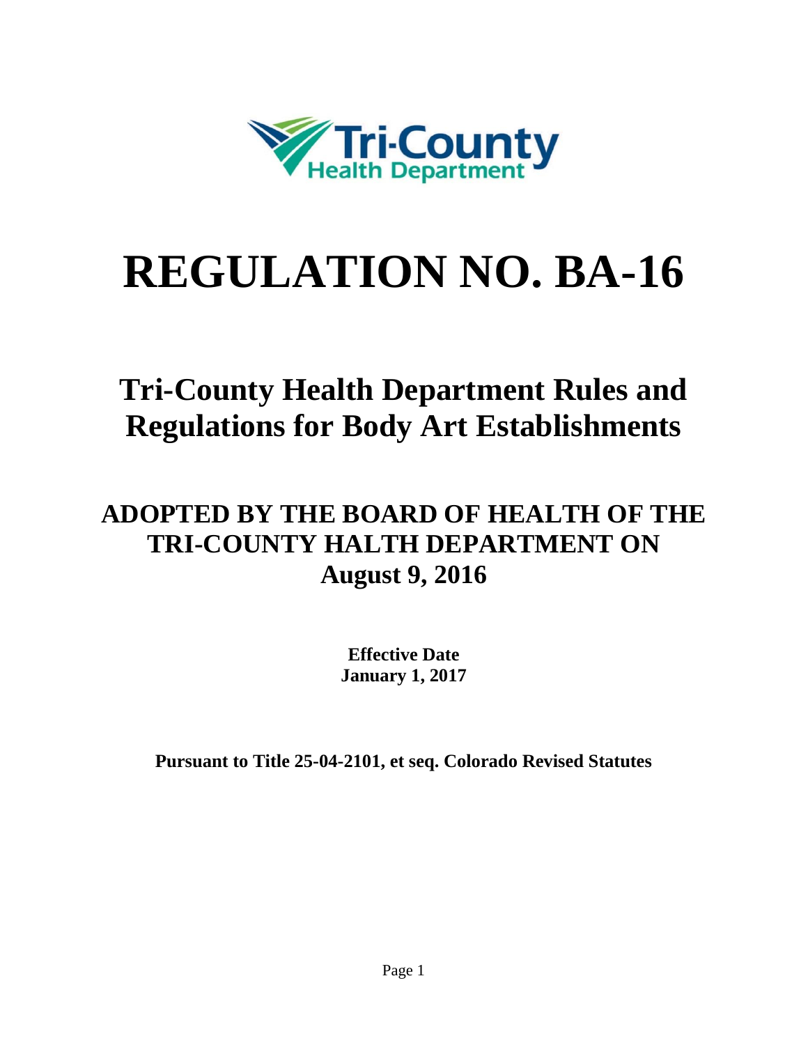Tri-County Health Department

# REGULATION NO. BA-16

## Tri-County Health Department Rules and Regulations for Body Art Establishments

## ADOPTED BY THE BOARD OF HEALTH OF THE TRI-COUNTY HALTH DEPARTMENT ON August 9, 2016

**Effective Date**
**January 1, 2017**

**Pursuant to Title 25-04-2101, et seq. Colorado Revised Statutes**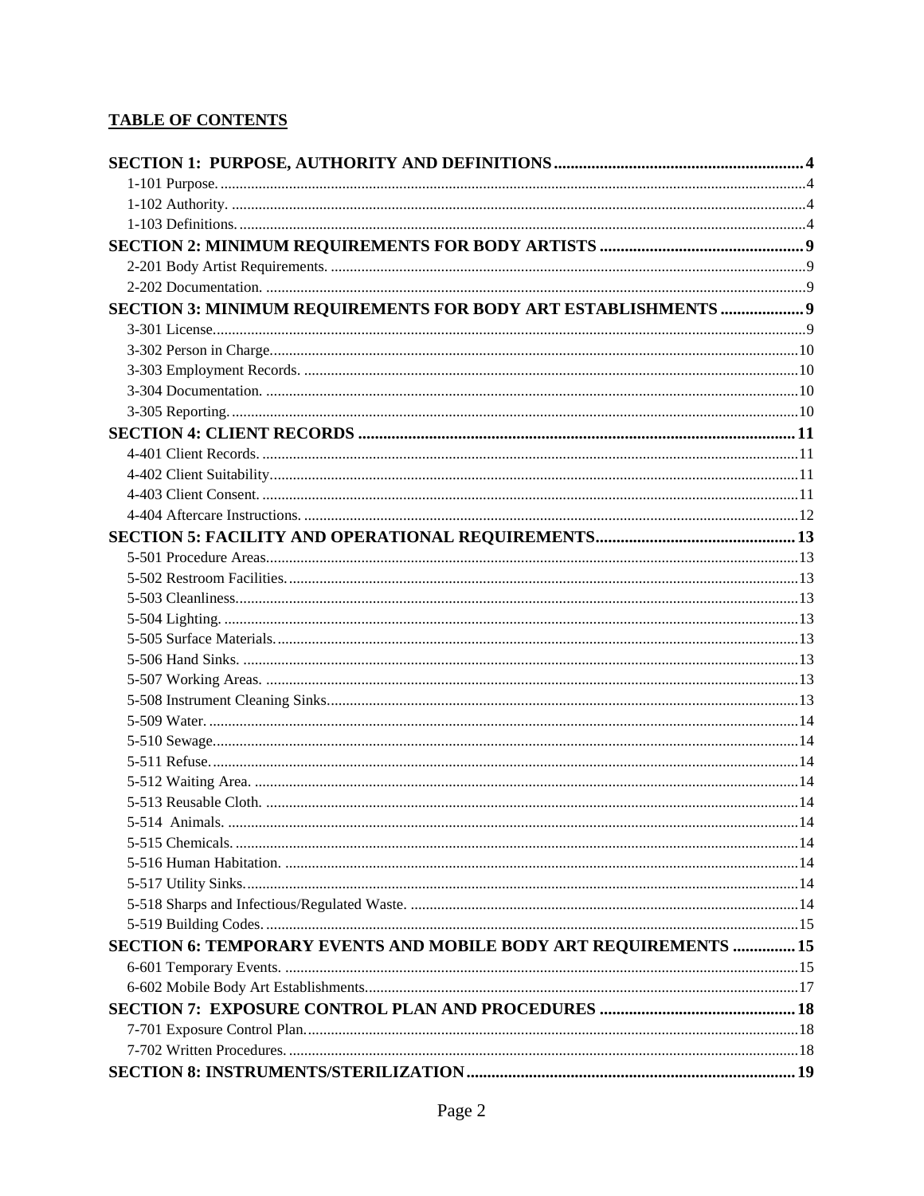**TABLE OF CONTENTS**

**SECTION 1: PURPOSE, AUTHORITY AND DEFINITIONS** ........ 4
- 1-101 Purpose. ........ 4
- 1-102 Authority. ........ 4
- 1-103 Definitions. ........ 4

**SECTION 2: MINIMUM REQUIREMENTS FOR BODY ARTISTS** ........ 9
- 2-201 Body Artist Requirements. ........ 9
- 2-202 Documentation. ........ 9

**SECTION 3: MINIMUM REQUIREMENTS FOR BODY ART ESTABLISHMENTS** ........ 9
- 3-301 License. ........ 9
- 3-302 Person in Charge. ........ 10
- 3-303 Employment Records. ........ 10
- 3-304 Documentation. ........ 10
- 3-305 Reporting. ........ 10

**SECTION 4: CLIENT RECORDS** ........ 11
- 4-401 Client Records. ........ 11
- 4-402 Client Suitability. ........ 11
- 4-403 Client Consent. ........ 11
- 4-404 Aftercare Instructions. ........ 12

**SECTION 5: FACILITY AND OPERATIONAL REQUIREMENTS** ........ 13
- 5-501 Procedure Areas. ........ 13
- 5-502 Restroom Facilities. ........ 13
- 5-503 Cleanliness. ........ 13
- 5-504 Lighting. ........ 13
- 5-505 Surface Materials. ........ 13
- 5-506 Hand Sinks. ........ 13
- 5-507 Working Areas. ........ 13
- 5-508 Instrument Cleaning Sinks. ........ 13
- 5-509 Water. ........ 14
- 5-510 Sewage. ........ 14
- 5-511 Refuse. ........ 14
- 5-512 Waiting Area. ........ 14
- 5-513 Reusable Cloth. ........ 14
- 5-514 Animals. ........ 14
- 5-515 Chemicals. ........ 14
- 5-516 Human Habitation. ........ 14
- 5-517 Utility Sinks. ........ 14
- 5-518 Sharps and Infectious/Regulated Waste. ........ 14
- 5-519 Building Codes. ........ 15

**SECTION 6: TEMPORARY EVENTS AND MOBILE BODY ART REQUIREMENTS** ........ 15
- 6-601 Temporary Events. ........ 15
- 6-602 Mobile Body Art Establishments. ........ 17

**SECTION 7: EXPOSURE CONTROL PLAN AND PROCEDURES** ........ 18
- 7-701 Exposure Control Plan. ........ 18
- 7-702 Written Procedures. ........ 18

**SECTION 8: INSTRUMENTS/STERILIZATION** ........ 19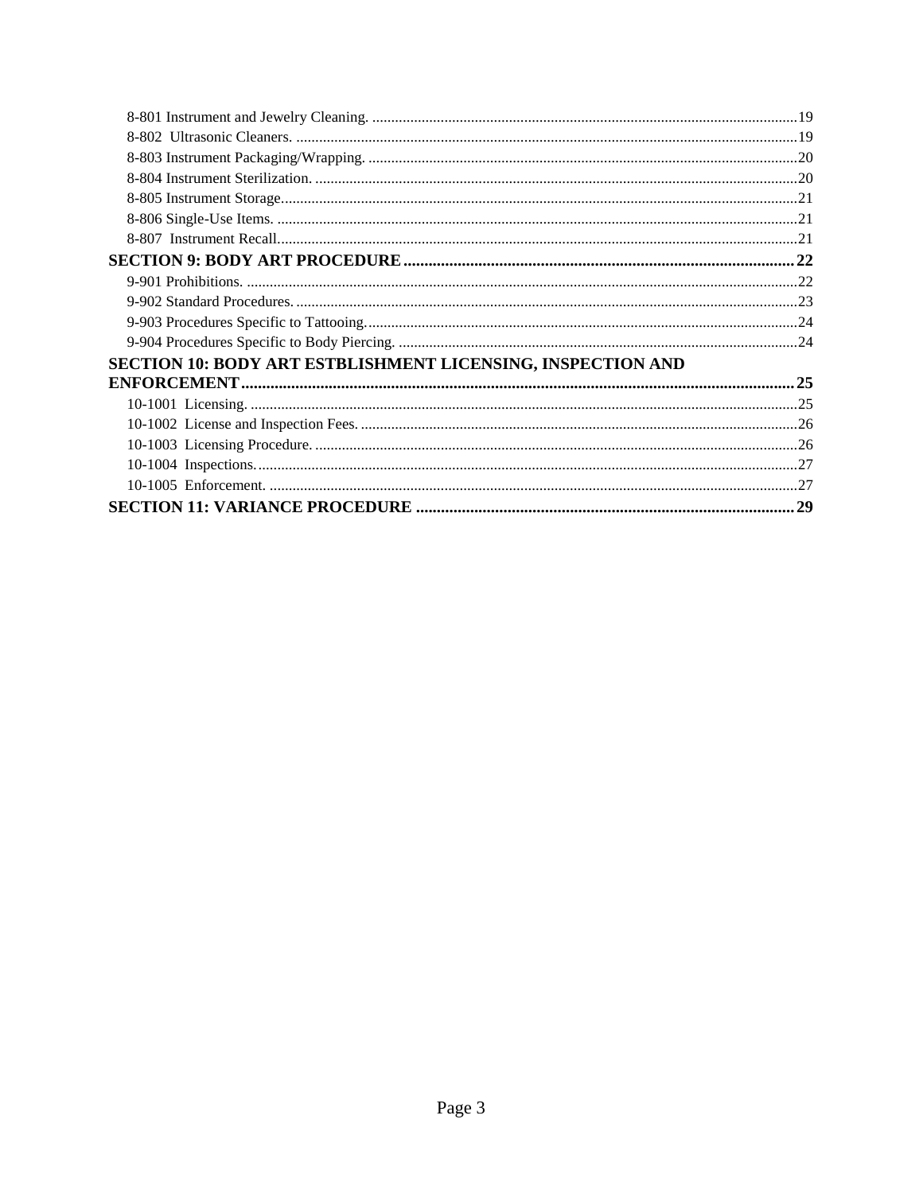8-801 Instrument and Jewelry Cleaning. ....................................................19
8-802 Ultrasonic Cleaners. ....................................................19
8-803 Instrument Packaging/Wrapping. ....................................................20
8-804 Instrument Sterilization. ....................................................20
8-805 Instrument Storage....................................................21
8-806 Single-Use Items. ....................................................21
8-807 Instrument Recall....................................................21

**SECTION 9: BODY ART PROCEDURE....................................................22**

9-901 Prohibitions. ....................................................22
9-902 Standard Procedures. ....................................................23
9-903 Procedures Specific to Tattooing....................................................24
9-904 Procedures Specific to Body Piercing. ....................................................24

**SECTION 10: BODY ART ESTBLISHMENT LICENSING, INSPECTION AND ENFORCEMENT....................................................25**

10-1001 Licensing. ....................................................25
10-1002 License and Inspection Fees. ....................................................26
10-1003 Licensing Procedure. ....................................................26
10-1004 Inspections....................................................27
10-1005 Enforcement. ....................................................27

**SECTION 11: VARIANCE PROCEDURE ....................................................29**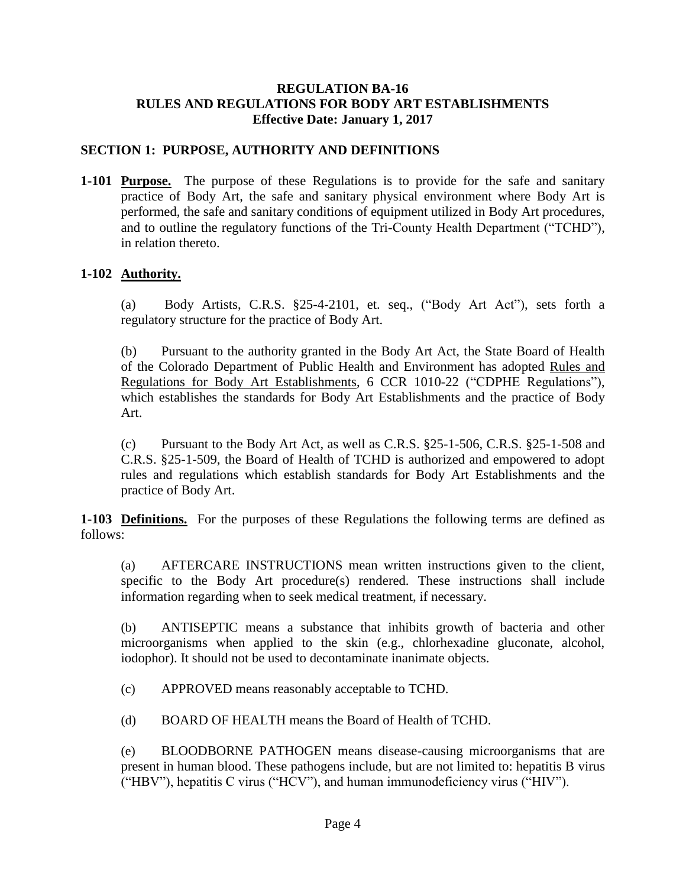**REGULATION BA-16**
**RULES AND REGULATIONS FOR BODY ART ESTABLISHMENTS**
**Effective Date: January 1, 2017**

## SECTION 1: PURPOSE, AUTHORITY AND DEFINITIONS

**1-101** **Purpose.** The purpose of these Regulations is to provide for the safe and sanitary practice of Body Art, the safe and sanitary physical environment where Body Art is performed, the safe and sanitary conditions of equipment utilized in Body Art procedures, and to outline the regulatory functions of the Tri-County Health Department ("TCHD"), in relation thereto.

**1-102** **Authority.**

(a) Body Artists, C.R.S. §25-4-2101, et. seq., ("Body Art Act"), sets forth a regulatory structure for the practice of Body Art.

(b) Pursuant to the authority granted in the Body Art Act, the State Board of Health of the Colorado Department of Public Health and Environment has adopted Rules and Regulations for Body Art Establishments, 6 CCR 1010-22 ("CDPHE Regulations"), which establishes the standards for Body Art Establishments and the practice of Body Art.

(c) Pursuant to the Body Art Act, as well as C.R.S. §25-1-506, C.R.S. §25-1-508 and C.R.S. §25-1-509, the Board of Health of TCHD is authorized and empowered to adopt rules and regulations which establish standards for Body Art Establishments and the practice of Body Art.

**1-103** **Definitions.** For the purposes of these Regulations the following terms are defined as follows:

(a) AFTERCARE INSTRUCTIONS mean written instructions given to the client, specific to the Body Art procedure(s) rendered. These instructions shall include information regarding when to seek medical treatment, if necessary.

(b) ANTISEPTIC means a substance that inhibits growth of bacteria and other microorganisms when applied to the skin (e.g., chlorhexadine gluconate, alcohol, iodophor). It should not be used to decontaminate inanimate objects.

(c) APPROVED means reasonably acceptable to TCHD.

(d) BOARD OF HEALTH means the Board of Health of TCHD.

(e) BLOODBORNE PATHOGEN means disease-causing microorganisms that are present in human blood. These pathogens include, but are not limited to: hepatitis B virus ("HBV"), hepatitis C virus ("HCV"), and human immunodeficiency virus ("HIV").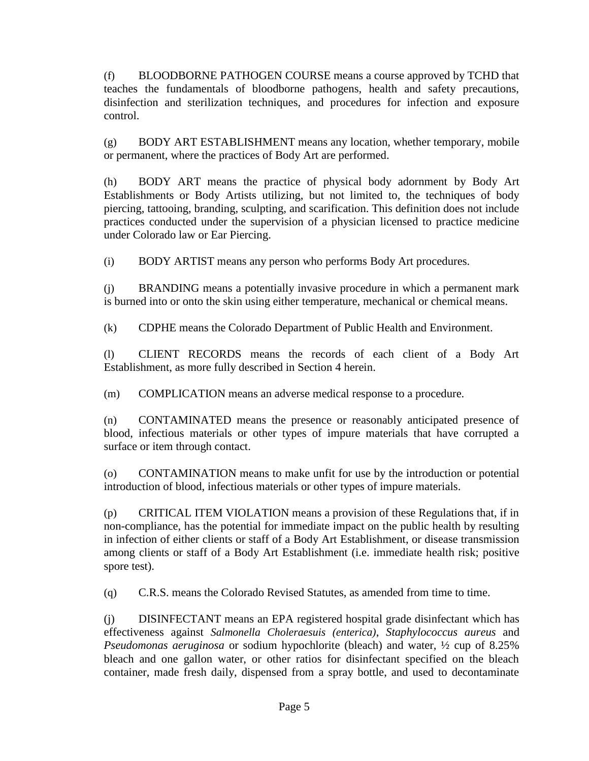(f) BLOODBORNE PATHOGEN COURSE means a course approved by TCHD that teaches the fundamentals of bloodborne pathogens, health and safety precautions, disinfection and sterilization techniques, and procedures for infection and exposure control.

(g) BODY ART ESTABLISHMENT means any location, whether temporary, mobile or permanent, where the practices of Body Art are performed.

(h) BODY ART means the practice of physical body adornment by Body Art Establishments or Body Artists utilizing, but not limited to, the techniques of body piercing, tattooing, branding, sculpting, and scarification. This definition does not include practices conducted under the supervision of a physician licensed to practice medicine under Colorado law or Ear Piercing.

(i) BODY ARTIST means any person who performs Body Art procedures.

(j) BRANDING means a potentially invasive procedure in which a permanent mark is burned into or onto the skin using either temperature, mechanical or chemical means.

(k) CDPHE means the Colorado Department of Public Health and Environment.

(l) CLIENT RECORDS means the records of each client of a Body Art Establishment, as more fully described in Section 4 herein.

(m) COMPLICATION means an adverse medical response to a procedure.

(n) CONTAMINATED means the presence or reasonably anticipated presence of blood, infectious materials or other types of impure materials that have corrupted a surface or item through contact.

(o) CONTAMINATION means to make unfit for use by the introduction or potential introduction of blood, infectious materials or other types of impure materials.

(p) CRITICAL ITEM VIOLATION means a provision of these Regulations that, if in non-compliance, has the potential for immediate impact on the public health by resulting in infection of either clients or staff of a Body Art Establishment, or disease transmission among clients or staff of a Body Art Establishment (i.e. immediate health risk; positive spore test).

(q) C.R.S. means the Colorado Revised Statutes, as amended from time to time.

(j) DISINFECTANT means an EPA registered hospital grade disinfectant which has effectiveness against *Salmonella Choleraesuis (enterica)*, *Staphylococcus aureus* and *Pseudomonas aeruginosa* or sodium hypochlorite (bleach) and water, ½ cup of 8.25% bleach and one gallon water, or other ratios for disinfectant specified on the bleach container, made fresh daily, dispensed from a spray bottle, and used to decontaminate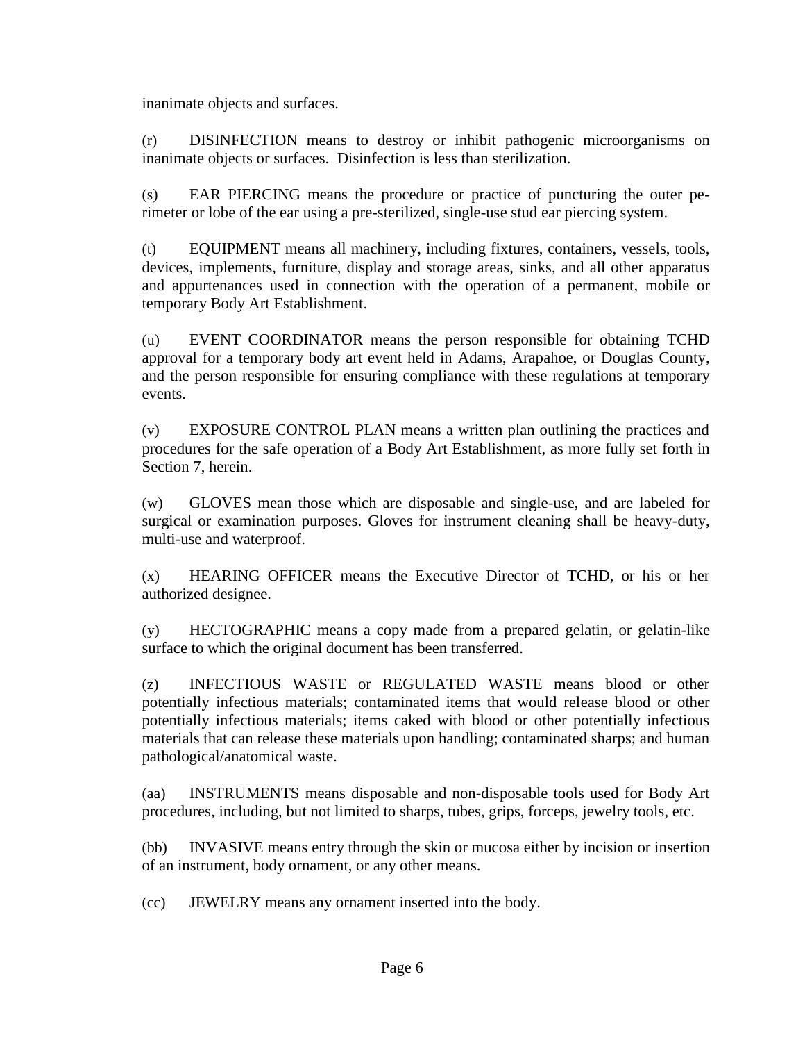inanimate objects and surfaces.

(r) DISINFECTION means to destroy or inhibit pathogenic microorganisms on inanimate objects or surfaces. Disinfection is less than sterilization.

(s) EAR PIERCING means the procedure or practice of puncturing the outer perimeter or lobe of the ear using a pre-sterilized, single-use stud ear piercing system.

(t) EQUIPMENT means all machinery, including fixtures, containers, vessels, tools, devices, implements, furniture, display and storage areas, sinks, and all other apparatus and appurtenances used in connection with the operation of a permanent, mobile or temporary Body Art Establishment.

(u) EVENT COORDINATOR means the person responsible for obtaining TCHD approval for a temporary body art event held in Adams, Arapahoe, or Douglas County, and the person responsible for ensuring compliance with these regulations at temporary events.

(v) EXPOSURE CONTROL PLAN means a written plan outlining the practices and procedures for the safe operation of a Body Art Establishment, as more fully set forth in Section 7, herein.

(w) GLOVES mean those which are disposable and single-use, and are labeled for surgical or examination purposes. Gloves for instrument cleaning shall be heavy-duty, multi-use and waterproof.

(x) HEARING OFFICER means the Executive Director of TCHD, or his or her authorized designee.

(y) HECTOGRAPHIC means a copy made from a prepared gelatin, or gelatin-like surface to which the original document has been transferred.

(z) INFECTIOUS WASTE or REGULATED WASTE means blood or other potentially infectious materials; contaminated items that would release blood or other potentially infectious materials; items caked with blood or other potentially infectious materials that can release these materials upon handling; contaminated sharps; and human pathological/anatomical waste.

(aa) INSTRUMENTS means disposable and non-disposable tools used for Body Art procedures, including, but not limited to sharps, tubes, grips, forceps, jewelry tools, etc.

(bb) INVASIVE means entry through the skin or mucosa either by incision or insertion of an instrument, body ornament, or any other means.

(cc) JEWELRY means any ornament inserted into the body.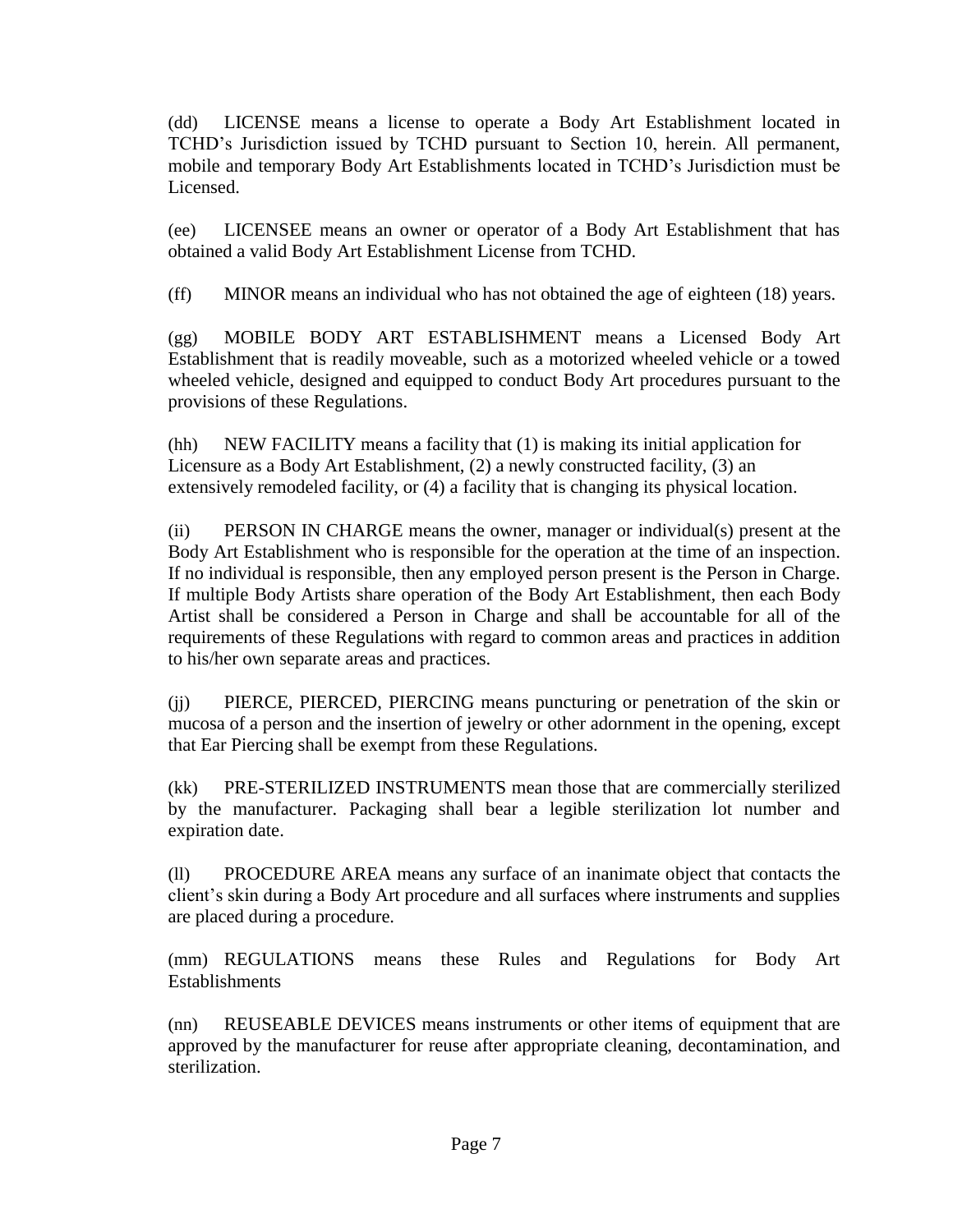(dd) LICENSE means a license to operate a Body Art Establishment located in TCHD's Jurisdiction issued by TCHD pursuant to Section 10, herein. All permanent, mobile and temporary Body Art Establishments located in TCHD's Jurisdiction must be Licensed.

(ee) LICENSEE means an owner or operator of a Body Art Establishment that has obtained a valid Body Art Establishment License from TCHD.

(ff) MINOR means an individual who has not obtained the age of eighteen (18) years.

(gg) MOBILE BODY ART ESTABLISHMENT means a Licensed Body Art Establishment that is readily moveable, such as a motorized wheeled vehicle or a towed wheeled vehicle, designed and equipped to conduct Body Art procedures pursuant to the provisions of these Regulations.

(hh) NEW FACILITY means a facility that (1) is making its initial application for Licensure as a Body Art Establishment, (2) a newly constructed facility, (3) an extensively remodeled facility, or (4) a facility that is changing its physical location.

(ii) PERSON IN CHARGE means the owner, manager or individual(s) present at the Body Art Establishment who is responsible for the operation at the time of an inspection. If no individual is responsible, then any employed person present is the Person in Charge. If multiple Body Artists share operation of the Body Art Establishment, then each Body Artist shall be considered a Person in Charge and shall be accountable for all of the requirements of these Regulations with regard to common areas and practices in addition to his/her own separate areas and practices.

(jj) PIERCE, PIERCED, PIERCING means puncturing or penetration of the skin or mucosa of a person and the insertion of jewelry or other adornment in the opening, except that Ear Piercing shall be exempt from these Regulations.

(kk) PRE-STERILIZED INSTRUMENTS mean those that are commercially sterilized by the manufacturer. Packaging shall bear a legible sterilization lot number and expiration date.

(ll) PROCEDURE AREA means any surface of an inanimate object that contacts the client's skin during a Body Art procedure and all surfaces where instruments and supplies are placed during a procedure.

(mm) REGULATIONS means these Rules and Regulations for Body Art Establishments

(nn) REUSEABLE DEVICES means instruments or other items of equipment that are approved by the manufacturer for reuse after appropriate cleaning, decontamination, and sterilization.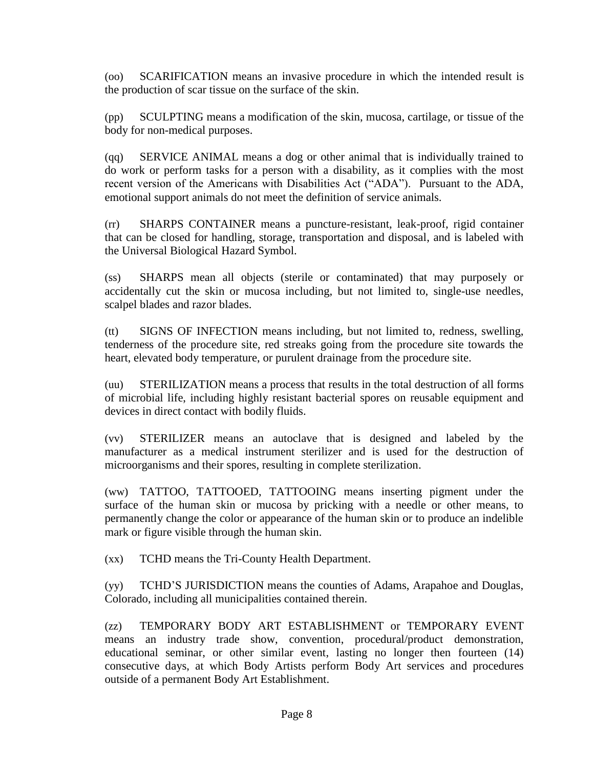(oo) SCARIFICATION means an invasive procedure in which the intended result is the production of scar tissue on the surface of the skin.

(pp) SCULPTING means a modification of the skin, mucosa, cartilage, or tissue of the body for non-medical purposes.

(qq) SERVICE ANIMAL means a dog or other animal that is individually trained to do work or perform tasks for a person with a disability, as it complies with the most recent version of the Americans with Disabilities Act ("ADA"). Pursuant to the ADA, emotional support animals do not meet the definition of service animals.

(rr) SHARPS CONTAINER means a puncture-resistant, leak-proof, rigid container that can be closed for handling, storage, transportation and disposal, and is labeled with the Universal Biological Hazard Symbol.

(ss) SHARPS mean all objects (sterile or contaminated) that may purposely or accidentally cut the skin or mucosa including, but not limited to, single-use needles, scalpel blades and razor blades.

(tt) SIGNS OF INFECTION means including, but not limited to, redness, swelling, tenderness of the procedure site, red streaks going from the procedure site towards the heart, elevated body temperature, or purulent drainage from the procedure site.

(uu) STERILIZATION means a process that results in the total destruction of all forms of microbial life, including highly resistant bacterial spores on reusable equipment and devices in direct contact with bodily fluids.

(vv) STERILIZER means an autoclave that is designed and labeled by the manufacturer as a medical instrument sterilizer and is used for the destruction of microorganisms and their spores, resulting in complete sterilization.

(ww) TATTOO, TATTOOED, TATTOOING means inserting pigment under the surface of the human skin or mucosa by pricking with a needle or other means, to permanently change the color or appearance of the human skin or to produce an indelible mark or figure visible through the human skin.

(xx) TCHD means the Tri-County Health Department.

(yy) TCHD'S JURISDICTION means the counties of Adams, Arapahoe and Douglas, Colorado, including all municipalities contained therein.

(zz) TEMPORARY BODY ART ESTABLISHMENT or TEMPORARY EVENT means an industry trade show, convention, procedural/product demonstration, educational seminar, or other similar event, lasting no longer then fourteen (14) consecutive days, at which Body Artists perform Body Art services and procedures outside of a permanent Body Art Establishment.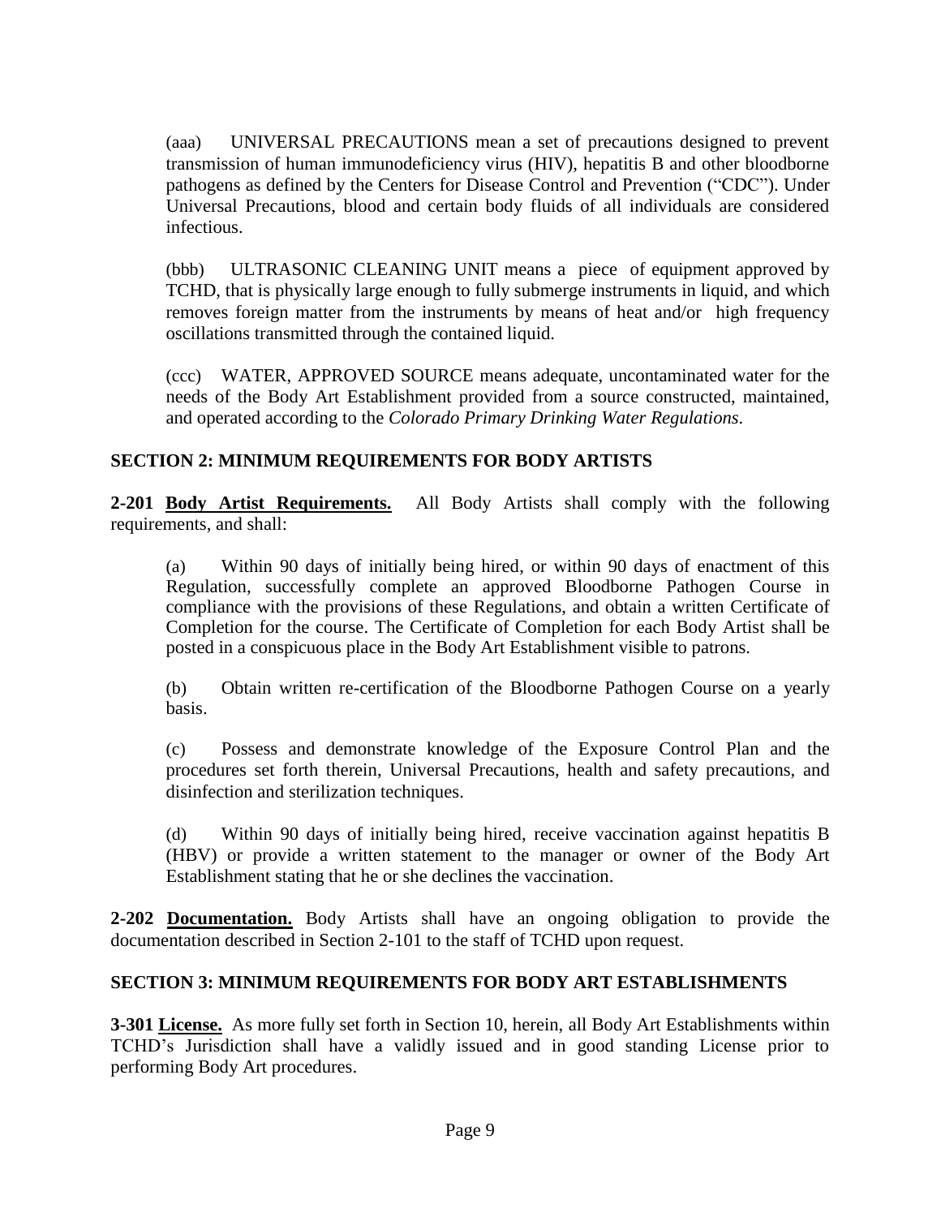(aaa) UNIVERSAL PRECAUTIONS mean a set of precautions designed to prevent transmission of human immunodeficiency virus (HIV), hepatitis B and other bloodborne pathogens as defined by the Centers for Disease Control and Prevention ("CDC"). Under Universal Precautions, blood and certain body fluids of all individuals are considered infectious.

(bbb) ULTRASONIC CLEANING UNIT means a piece of equipment approved by TCHD, that is physically large enough to fully submerge instruments in liquid, and which removes foreign matter from the instruments by means of heat and/or high frequency oscillations transmitted through the contained liquid.

(ccc) WATER, APPROVED SOURCE means adequate, uncontaminated water for the needs of the Body Art Establishment provided from a source constructed, maintained, and operated according to the *Colorado Primary Drinking Water Regulations.*

## SECTION 2: MINIMUM REQUIREMENTS FOR BODY ARTISTS

**2-201 <u>Body Artist Requirements.</u>** All Body Artists shall comply with the following requirements, and shall:

(a) Within 90 days of initially being hired, or within 90 days of enactment of this Regulation, successfully complete an approved Bloodborne Pathogen Course in compliance with the provisions of these Regulations, and obtain a written Certificate of Completion for the course. The Certificate of Completion for each Body Artist shall be posted in a conspicuous place in the Body Art Establishment visible to patrons.

(b) Obtain written re-certification of the Bloodborne Pathogen Course on a yearly basis.

(c) Possess and demonstrate knowledge of the Exposure Control Plan and the procedures set forth therein, Universal Precautions, health and safety precautions, and disinfection and sterilization techniques.

(d) Within 90 days of initially being hired, receive vaccination against hepatitis B (HBV) or provide a written statement to the manager or owner of the Body Art Establishment stating that he or she declines the vaccination.

**2-202 <u>Documentation.</u>** Body Artists shall have an ongoing obligation to provide the documentation described in Section 2-101 to the staff of TCHD upon request.

## SECTION 3: MINIMUM REQUIREMENTS FOR BODY ART ESTABLISHMENTS

**3-301 <u>License.</u>** As more fully set forth in Section 10, herein, all Body Art Establishments within TCHD's Jurisdiction shall have a validly issued and in good standing License prior to performing Body Art procedures.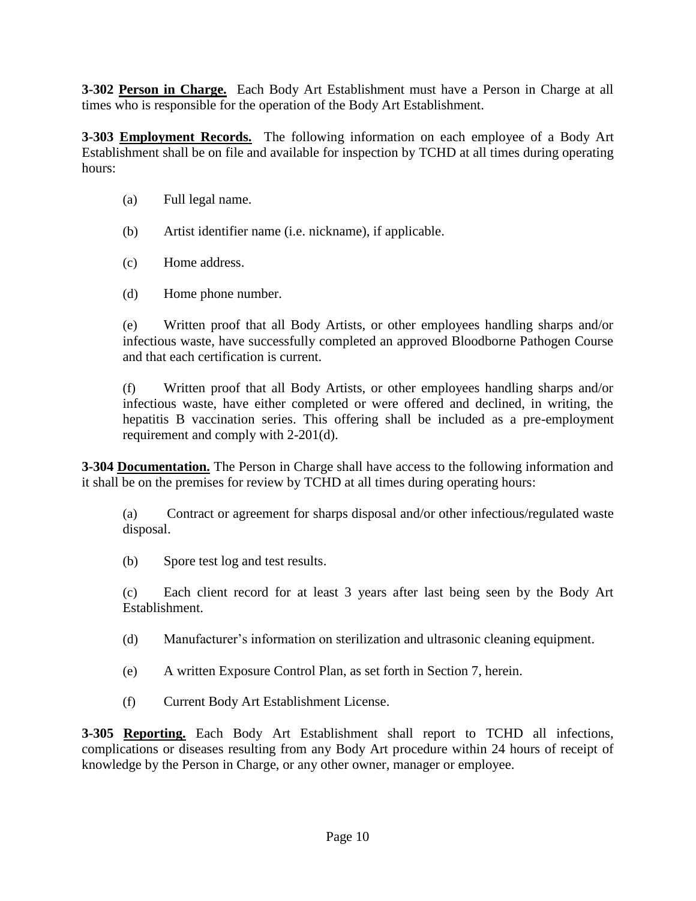**3-302 <u>Person in Charge.</u>** Each Body Art Establishment must have a Person in Charge at all times who is responsible for the operation of the Body Art Establishment.

**3-303 <u>Employment Records.</u>** The following information on each employee of a Body Art Establishment shall be on file and available for inspection by TCHD at all times during operating hours:

(a) Full legal name.

(b) Artist identifier name (i.e. nickname), if applicable.

(c) Home address.

(d) Home phone number.

(e) Written proof that all Body Artists, or other employees handling sharps and/or infectious waste, have successfully completed an approved Bloodborne Pathogen Course and that each certification is current.

(f) Written proof that all Body Artists, or other employees handling sharps and/or infectious waste, have either completed or were offered and declined, in writing, the hepatitis B vaccination series. This offering shall be included as a pre-employment requirement and comply with 2-201(d).

**3-304 <u>Documentation.</u>** The Person in Charge shall have access to the following information and it shall be on the premises for review by TCHD at all times during operating hours:

(a) Contract or agreement for sharps disposal and/or other infectious/regulated waste disposal.

(b) Spore test log and test results.

(c) Each client record for at least 3 years after last being seen by the Body Art Establishment.

(d) Manufacturer's information on sterilization and ultrasonic cleaning equipment.

(e) A written Exposure Control Plan, as set forth in Section 7, herein.

(f) Current Body Art Establishment License.

**3-305 <u>Reporting.</u>** Each Body Art Establishment shall report to TCHD all infections, complications or diseases resulting from any Body Art procedure within 24 hours of receipt of knowledge by the Person in Charge, or any other owner, manager or employee.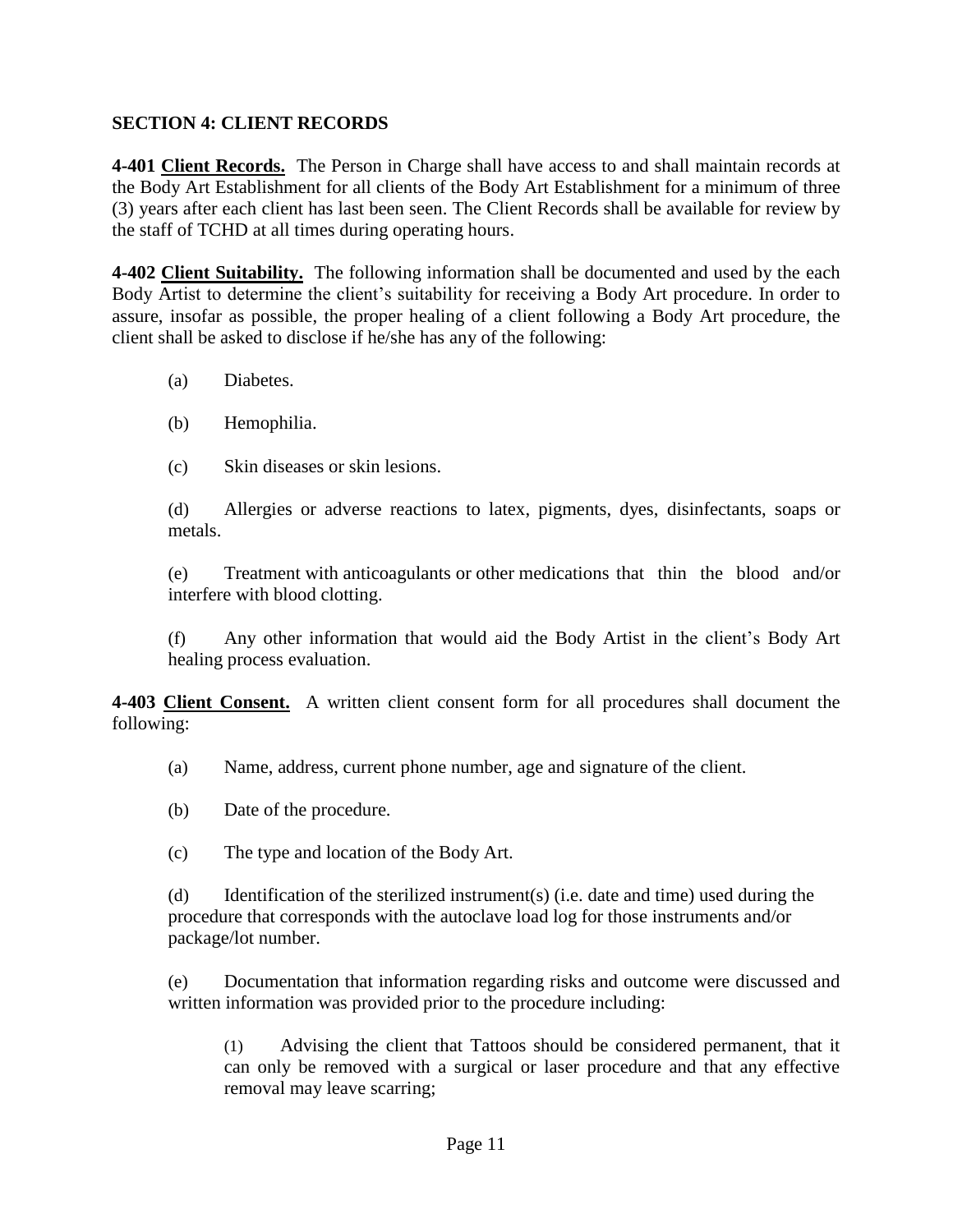## SECTION 4: CLIENT RECORDS

**4-401 Client Records.** The Person in Charge shall have access to and shall maintain records at the Body Art Establishment for all clients of the Body Art Establishment for a minimum of three (3) years after each client has last been seen. The Client Records shall be available for review by the staff of TCHD at all times during operating hours.

**4-402 Client Suitability.** The following information shall be documented and used by the each Body Artist to determine the client's suitability for receiving a Body Art procedure. In order to assure, insofar as possible, the proper healing of a client following a Body Art procedure, the client shall be asked to disclose if he/she has any of the following:

(a) Diabetes.

(b) Hemophilia.

(c) Skin diseases or skin lesions.

(d) Allergies or adverse reactions to latex, pigments, dyes, disinfectants, soaps or metals.

(e) Treatment with anticoagulants or other medications that thin the blood and/or interfere with blood clotting.

(f) Any other information that would aid the Body Artist in the client's Body Art healing process evaluation.

**4-403 Client Consent.** A written client consent form for all procedures shall document the following:

(a) Name, address, current phone number, age and signature of the client.

(b) Date of the procedure.

(c) The type and location of the Body Art.

(d) Identification of the sterilized instrument(s) (i.e. date and time) used during the procedure that corresponds with the autoclave load log for those instruments and/or package/lot number.

(e) Documentation that information regarding risks and outcome were discussed and written information was provided prior to the procedure including:

(1) Advising the client that Tattoos should be considered permanent, that it can only be removed with a surgical or laser procedure and that any effective removal may leave scarring;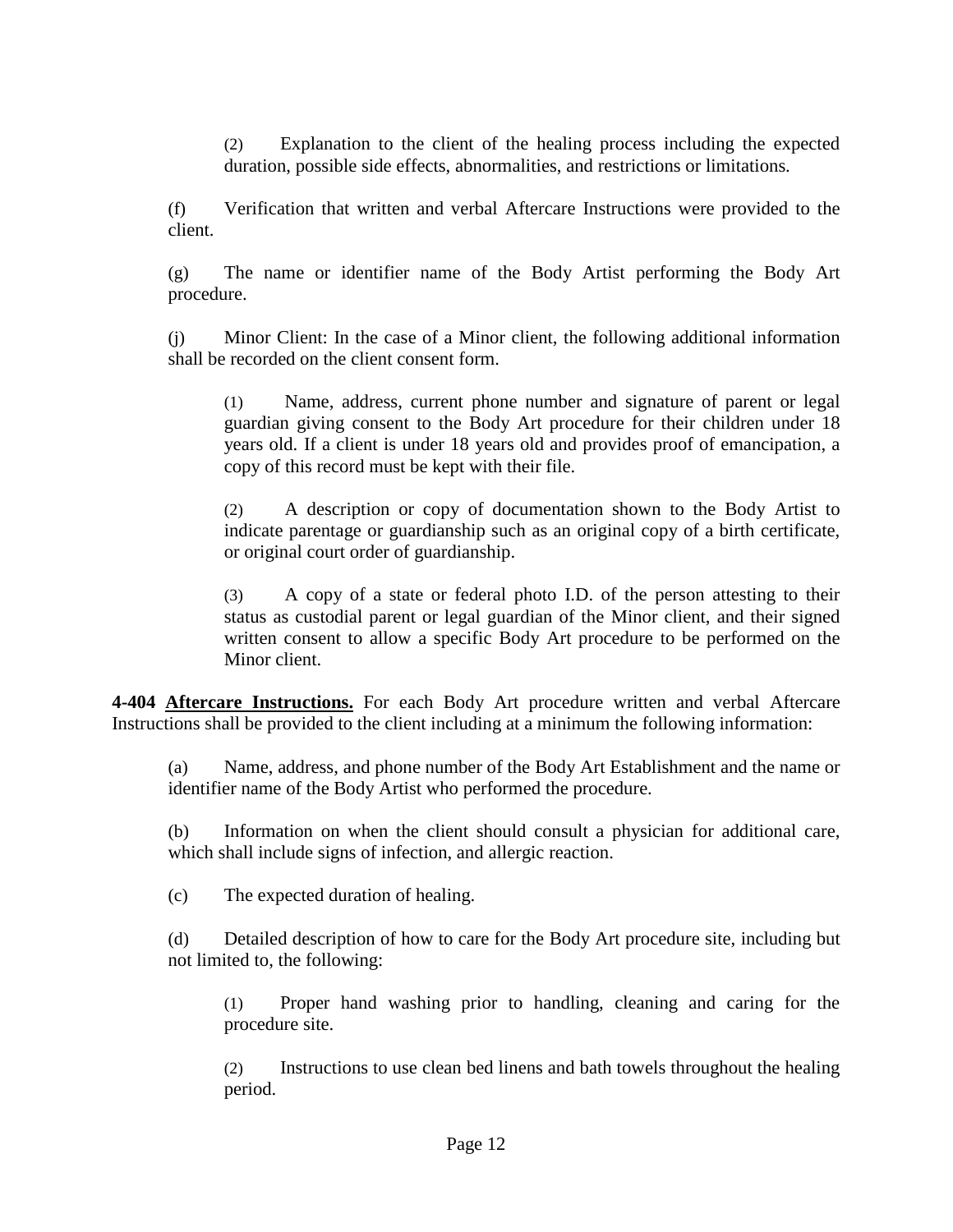(2) Explanation to the client of the healing process including the expected duration, possible side effects, abnormalities, and restrictions or limitations.

(f) Verification that written and verbal Aftercare Instructions were provided to the client.

(g) The name or identifier name of the Body Artist performing the Body Art procedure.

(j) Minor Client: In the case of a Minor client, the following additional information shall be recorded on the client consent form.

(1) Name, address, current phone number and signature of parent or legal guardian giving consent to the Body Art procedure for their children under 18 years old. If a client is under 18 years old and provides proof of emancipation, a copy of this record must be kept with their file.

(2) A description or copy of documentation shown to the Body Artist to indicate parentage or guardianship such as an original copy of a birth certificate, or original court order of guardianship.

(3) A copy of a state or federal photo I.D. of the person attesting to their status as custodial parent or legal guardian of the Minor client, and their signed written consent to allow a specific Body Art procedure to be performed on the Minor client.

**4-404 <u>Aftercare Instructions.</u>** For each Body Art procedure written and verbal Aftercare Instructions shall be provided to the client including at a minimum the following information:

(a) Name, address, and phone number of the Body Art Establishment and the name or identifier name of the Body Artist who performed the procedure.

(b) Information on when the client should consult a physician for additional care, which shall include signs of infection, and allergic reaction.

(c) The expected duration of healing.

(d) Detailed description of how to care for the Body Art procedure site, including but not limited to, the following:

(1) Proper hand washing prior to handling, cleaning and caring for the procedure site.

(2) Instructions to use clean bed linens and bath towels throughout the healing period.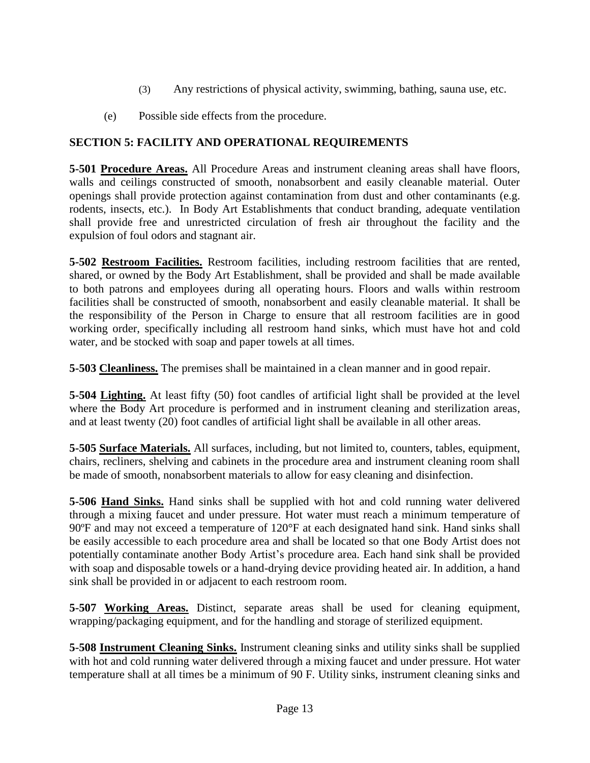(3) Any restrictions of physical activity, swimming, bathing, sauna use, etc.

(e) Possible side effects from the procedure.

## SECTION 5: FACILITY AND OPERATIONAL REQUIREMENTS

**5-501 Procedure Areas.** All Procedure Areas and instrument cleaning areas shall have floors, walls and ceilings constructed of smooth, nonabsorbent and easily cleanable material. Outer openings shall provide protection against contamination from dust and other contaminants (e.g. rodents, insects, etc.). In Body Art Establishments that conduct branding, adequate ventilation shall provide free and unrestricted circulation of fresh air throughout the facility and the expulsion of foul odors and stagnant air.

**5-502 Restroom Facilities.** Restroom facilities, including restroom facilities that are rented, shared, or owned by the Body Art Establishment, shall be provided and shall be made available to both patrons and employees during all operating hours. Floors and walls within restroom facilities shall be constructed of smooth, nonabsorbent and easily cleanable material. It shall be the responsibility of the Person in Charge to ensure that all restroom facilities are in good working order, specifically including all restroom hand sinks, which must have hot and cold water, and be stocked with soap and paper towels at all times.

**5-503 Cleanliness.** The premises shall be maintained in a clean manner and in good repair.

**5-504 Lighting.** At least fifty (50) foot candles of artificial light shall be provided at the level where the Body Art procedure is performed and in instrument cleaning and sterilization areas, and at least twenty (20) foot candles of artificial light shall be available in all other areas.

**5-505 Surface Materials.** All surfaces, including, but not limited to, counters, tables, equipment, chairs, recliners, shelving and cabinets in the procedure area and instrument cleaning room shall be made of smooth, nonabsorbent materials to allow for easy cleaning and disinfection.

**5-506 Hand Sinks.** Hand sinks shall be supplied with hot and cold running water delivered through a mixing faucet and under pressure. Hot water must reach a minimum temperature of 90ºF and may not exceed a temperature of 120°F at each designated hand sink. Hand sinks shall be easily accessible to each procedure area and shall be located so that one Body Artist does not potentially contaminate another Body Artist's procedure area. Each hand sink shall be provided with soap and disposable towels or a hand-drying device providing heated air. In addition, a hand sink shall be provided in or adjacent to each restroom room.

**5-507 Working Areas.** Distinct, separate areas shall be used for cleaning equipment, wrapping/packaging equipment, and for the handling and storage of sterilized equipment.

**5-508 Instrument Cleaning Sinks.** Instrument cleaning sinks and utility sinks shall be supplied with hot and cold running water delivered through a mixing faucet and under pressure. Hot water temperature shall at all times be a minimum of 90 F. Utility sinks, instrument cleaning sinks and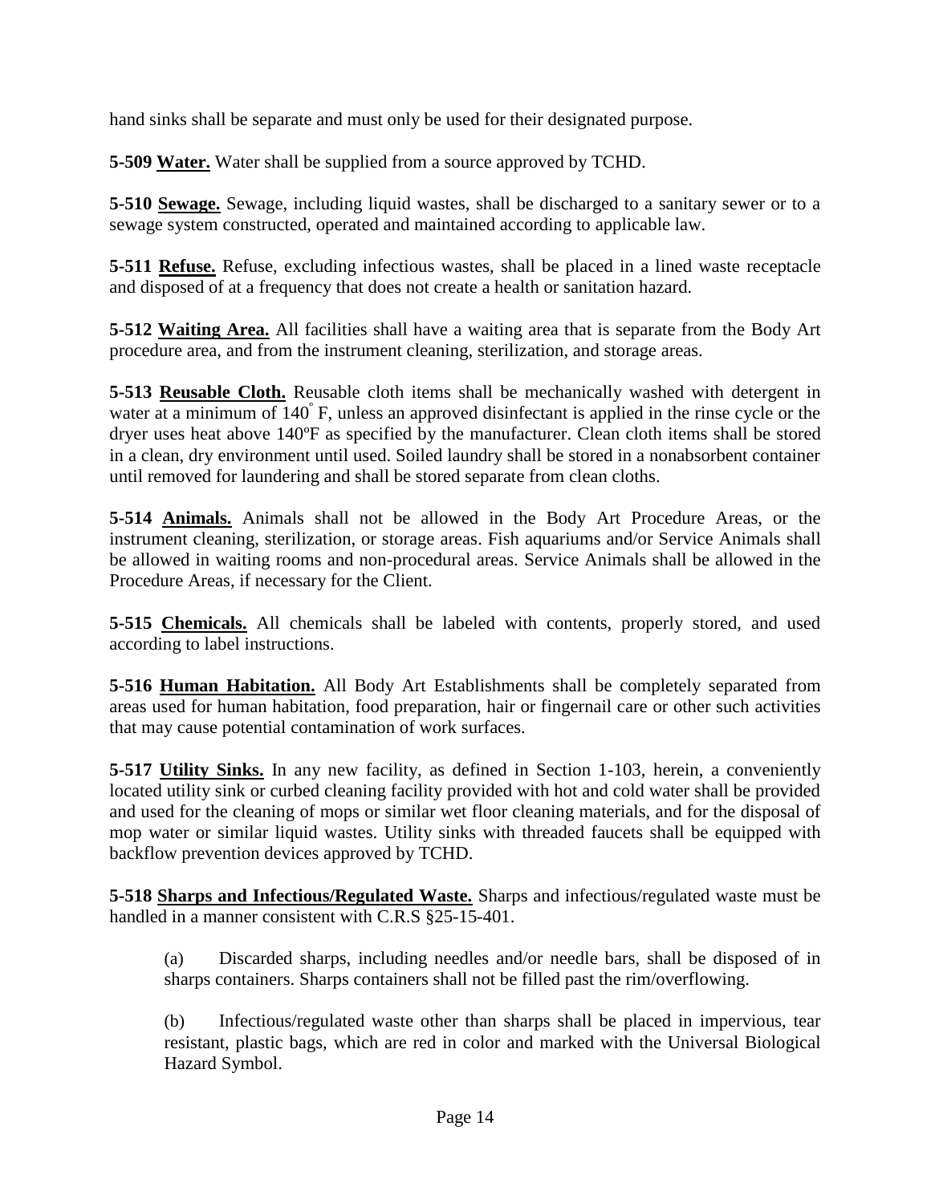hand sinks shall be separate and must only be used for their designated purpose.

**5-509 <u>Water.</u>** Water shall be supplied from a source approved by TCHD.

**5-510 <u>Sewage.</u>** Sewage, including liquid wastes, shall be discharged to a sanitary sewer or to a sewage system constructed, operated and maintained according to applicable law.

**5-511 <u>Refuse.</u>** Refuse, excluding infectious wastes, shall be placed in a lined waste receptacle and disposed of at a frequency that does not create a health or sanitation hazard.

**5-512 <u>Waiting Area.</u>** All facilities shall have a waiting area that is separate from the Body Art procedure area, and from the instrument cleaning, sterilization, and storage areas.

**5-513 <u>Reusable Cloth.</u>** Reusable cloth items shall be mechanically washed with detergent in water at a minimum of 140° F, unless an approved disinfectant is applied in the rinse cycle or the dryer uses heat above 140ºF as specified by the manufacturer. Clean cloth items shall be stored in a clean, dry environment until used. Soiled laundry shall be stored in a nonabsorbent container until removed for laundering and shall be stored separate from clean cloths.

**5-514 <u>Animals.</u>** Animals shall not be allowed in the Body Art Procedure Areas, or the instrument cleaning, sterilization, or storage areas. Fish aquariums and/or Service Animals shall be allowed in waiting rooms and non-procedural areas. Service Animals shall be allowed in the Procedure Areas, if necessary for the Client.

**5-515 <u>Chemicals.</u>** All chemicals shall be labeled with contents, properly stored, and used according to label instructions.

**5-516 <u>Human Habitation.</u>** All Body Art Establishments shall be completely separated from areas used for human habitation, food preparation, hair or fingernail care or other such activities that may cause potential contamination of work surfaces.

**5-517 <u>Utility Sinks.</u>** In any new facility, as defined in Section 1-103, herein, a conveniently located utility sink or curbed cleaning facility provided with hot and cold water shall be provided and used for the cleaning of mops or similar wet floor cleaning materials, and for the disposal of mop water or similar liquid wastes. Utility sinks with threaded faucets shall be equipped with backflow prevention devices approved by TCHD.

**5-518 <u>Sharps and Infectious/Regulated Waste.</u>** Sharps and infectious/regulated waste must be handled in a manner consistent with C.R.S §25-15-401.

(a) Discarded sharps, including needles and/or needle bars, shall be disposed of in sharps containers. Sharps containers shall not be filled past the rim/overflowing.

(b) Infectious/regulated waste other than sharps shall be placed in impervious, tear resistant, plastic bags, which are red in color and marked with the Universal Biological Hazard Symbol.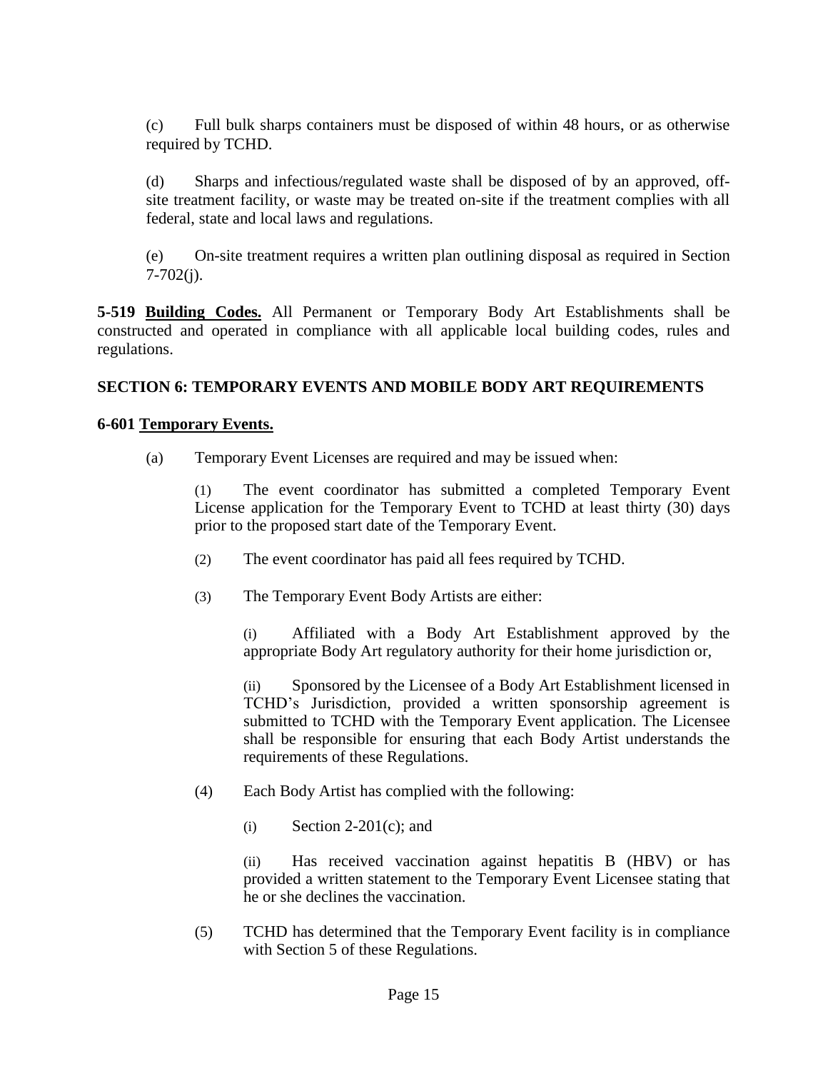(c) Full bulk sharps containers must be disposed of within 48 hours, or as otherwise required by TCHD.

(d) Sharps and infectious/regulated waste shall be disposed of by an approved, off-site treatment facility, or waste may be treated on-site if the treatment complies with all federal, state and local laws and regulations.

(e) On-site treatment requires a written plan outlining disposal as required in Section 7-702(j).

**5-519 <u>Building Codes.</u>** All Permanent or Temporary Body Art Establishments shall be constructed and operated in compliance with all applicable local building codes, rules and regulations.

## SECTION 6: TEMPORARY EVENTS AND MOBILE BODY ART REQUIREMENTS

### 6-601 <u>Temporary Events.</u>

(a) Temporary Event Licenses are required and may be issued when:

(1) The event coordinator has submitted a completed Temporary Event License application for the Temporary Event to TCHD at least thirty (30) days prior to the proposed start date of the Temporary Event.

(2) The event coordinator has paid all fees required by TCHD.

(3) The Temporary Event Body Artists are either:

(i) Affiliated with a Body Art Establishment approved by the appropriate Body Art regulatory authority for their home jurisdiction or,

(ii) Sponsored by the Licensee of a Body Art Establishment licensed in TCHD's Jurisdiction, provided a written sponsorship agreement is submitted to TCHD with the Temporary Event application. The Licensee shall be responsible for ensuring that each Body Artist understands the requirements of these Regulations.

(4) Each Body Artist has complied with the following:

(i) Section 2-201(c); and

(ii) Has received vaccination against hepatitis B (HBV) or has provided a written statement to the Temporary Event Licensee stating that he or she declines the vaccination.

(5) TCHD has determined that the Temporary Event facility is in compliance with Section 5 of these Regulations.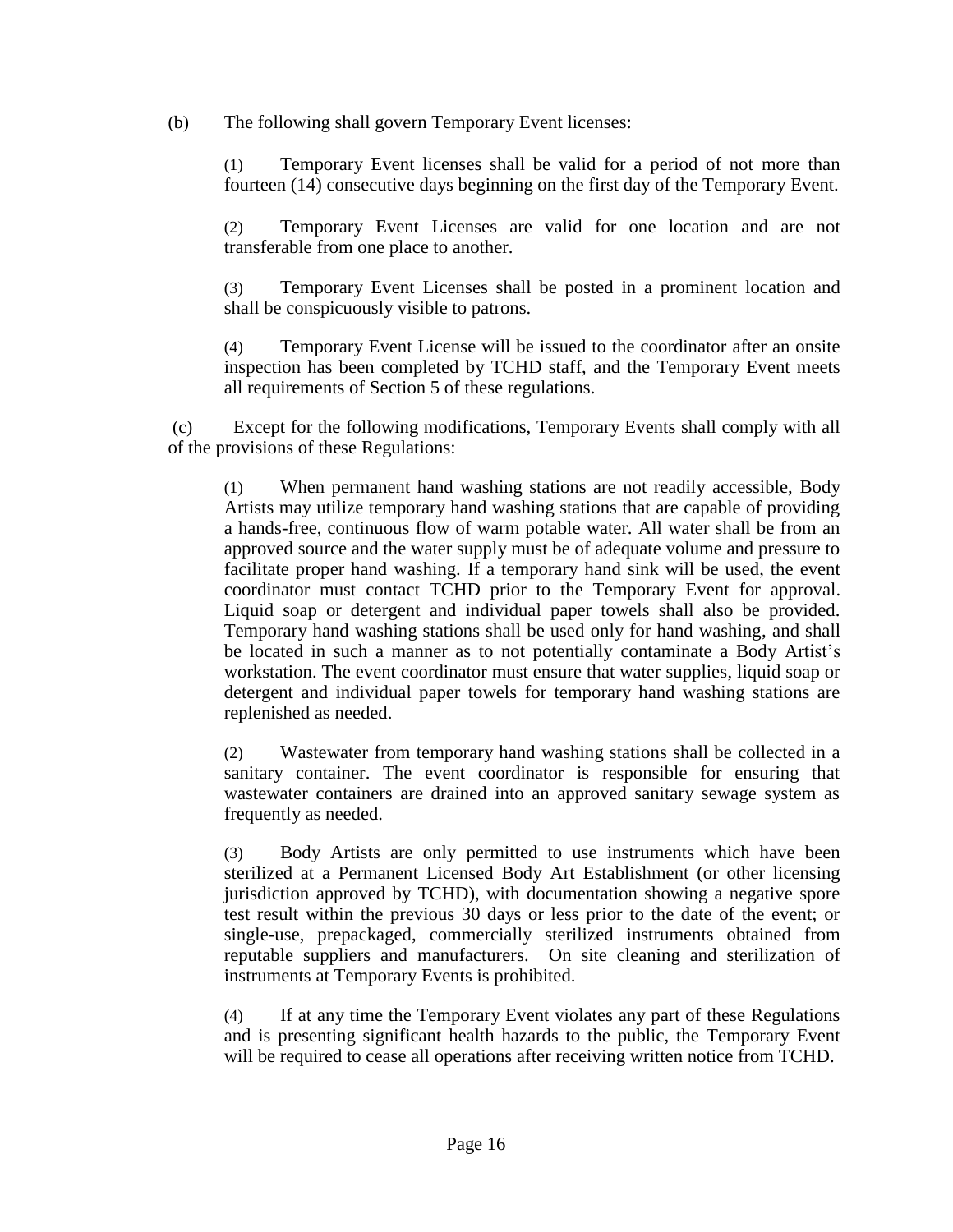(b) The following shall govern Temporary Event licenses:

(1) Temporary Event licenses shall be valid for a period of not more than fourteen (14) consecutive days beginning on the first day of the Temporary Event.

(2) Temporary Event Licenses are valid for one location and are not transferable from one place to another.

(3) Temporary Event Licenses shall be posted in a prominent location and shall be conspicuously visible to patrons.

(4) Temporary Event License will be issued to the coordinator after an onsite inspection has been completed by TCHD staff, and the Temporary Event meets all requirements of Section 5 of these regulations.

(c) Except for the following modifications, Temporary Events shall comply with all of the provisions of these Regulations:

(1) When permanent hand washing stations are not readily accessible, Body Artists may utilize temporary hand washing stations that are capable of providing a hands-free, continuous flow of warm potable water. All water shall be from an approved source and the water supply must be of adequate volume and pressure to facilitate proper hand washing. If a temporary hand sink will be used, the event coordinator must contact TCHD prior to the Temporary Event for approval. Liquid soap or detergent and individual paper towels shall also be provided. Temporary hand washing stations shall be used only for hand washing, and shall be located in such a manner as to not potentially contaminate a Body Artist's workstation. The event coordinator must ensure that water supplies, liquid soap or detergent and individual paper towels for temporary hand washing stations are replenished as needed.

(2) Wastewater from temporary hand washing stations shall be collected in a sanitary container. The event coordinator is responsible for ensuring that wastewater containers are drained into an approved sanitary sewage system as frequently as needed.

(3) Body Artists are only permitted to use instruments which have been sterilized at a Permanent Licensed Body Art Establishment (or other licensing jurisdiction approved by TCHD), with documentation showing a negative spore test result within the previous 30 days or less prior to the date of the event; or single-use, prepackaged, commercially sterilized instruments obtained from reputable suppliers and manufacturers. On site cleaning and sterilization of instruments at Temporary Events is prohibited.

(4) If at any time the Temporary Event violates any part of these Regulations and is presenting significant health hazards to the public, the Temporary Event will be required to cease all operations after receiving written notice from TCHD.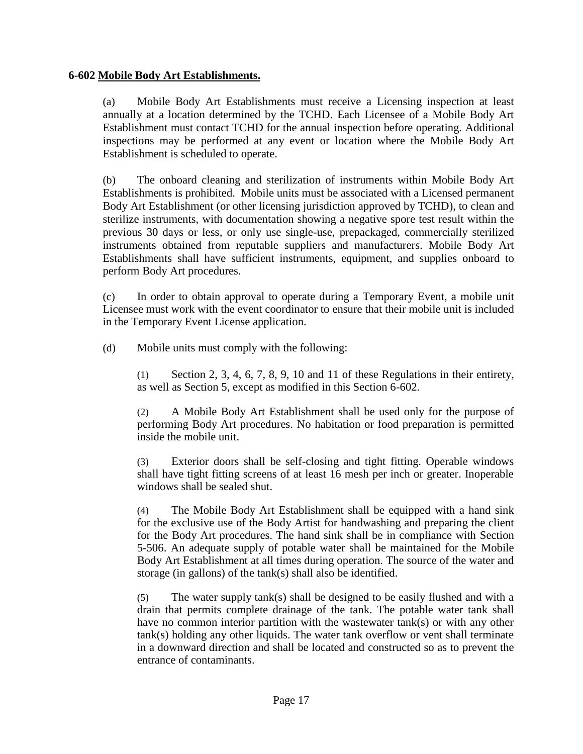**6-602 Mobile Body Art Establishments.**

(a) Mobile Body Art Establishments must receive a Licensing inspection at least annually at a location determined by the TCHD. Each Licensee of a Mobile Body Art Establishment must contact TCHD for the annual inspection before operating. Additional inspections may be performed at any event or location where the Mobile Body Art Establishment is scheduled to operate.

(b) The onboard cleaning and sterilization of instruments within Mobile Body Art Establishments is prohibited. Mobile units must be associated with a Licensed permanent Body Art Establishment (or other licensing jurisdiction approved by TCHD), to clean and sterilize instruments, with documentation showing a negative spore test result within the previous 30 days or less, or only use single-use, prepackaged, commercially sterilized instruments obtained from reputable suppliers and manufacturers. Mobile Body Art Establishments shall have sufficient instruments, equipment, and supplies onboard to perform Body Art procedures.

(c) In order to obtain approval to operate during a Temporary Event, a mobile unit Licensee must work with the event coordinator to ensure that their mobile unit is included in the Temporary Event License application.

(d) Mobile units must comply with the following:

(1) Section 2, 3, 4, 6, 7, 8, 9, 10 and 11 of these Regulations in their entirety, as well as Section 5, except as modified in this Section 6-602.

(2) A Mobile Body Art Establishment shall be used only for the purpose of performing Body Art procedures. No habitation or food preparation is permitted inside the mobile unit.

(3) Exterior doors shall be self-closing and tight fitting. Operable windows shall have tight fitting screens of at least 16 mesh per inch or greater. Inoperable windows shall be sealed shut.

(4) The Mobile Body Art Establishment shall be equipped with a hand sink for the exclusive use of the Body Artist for handwashing and preparing the client for the Body Art procedures. The hand sink shall be in compliance with Section 5-506. An adequate supply of potable water shall be maintained for the Mobile Body Art Establishment at all times during operation. The source of the water and storage (in gallons) of the tank(s) shall also be identified.

(5) The water supply tank(s) shall be designed to be easily flushed and with a drain that permits complete drainage of the tank. The potable water tank shall have no common interior partition with the wastewater tank(s) or with any other tank(s) holding any other liquids. The water tank overflow or vent shall terminate in a downward direction and shall be located and constructed so as to prevent the entrance of contaminants.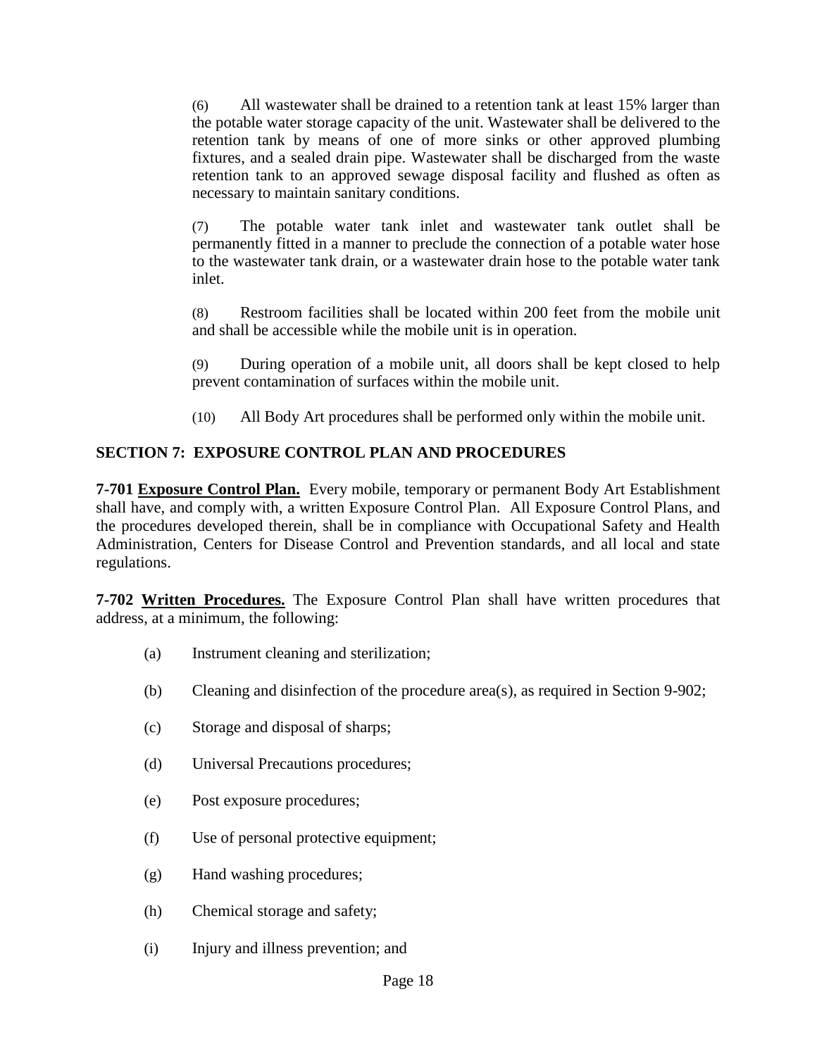(6) All wastewater shall be drained to a retention tank at least 15% larger than the potable water storage capacity of the unit. Wastewater shall be delivered to the retention tank by means of one of more sinks or other approved plumbing fixtures, and a sealed drain pipe. Wastewater shall be discharged from the waste retention tank to an approved sewage disposal facility and flushed as often as necessary to maintain sanitary conditions.

(7) The potable water tank inlet and wastewater tank outlet shall be permanently fitted in a manner to preclude the connection of a potable water hose to the wastewater tank drain, or a wastewater drain hose to the potable water tank inlet.

(8) Restroom facilities shall be located within 200 feet from the mobile unit and shall be accessible while the mobile unit is in operation.

(9) During operation of a mobile unit, all doors shall be kept closed to help prevent contamination of surfaces within the mobile unit.

(10) All Body Art procedures shall be performed only within the mobile unit.

## SECTION 7: EXPOSURE CONTROL PLAN AND PROCEDURES

**7-701 Exposure Control Plan.** Every mobile, temporary or permanent Body Art Establishment shall have, and comply with, a written Exposure Control Plan. All Exposure Control Plans, and the procedures developed therein, shall be in compliance with Occupational Safety and Health Administration, Centers for Disease Control and Prevention standards, and all local and state regulations.

**7-702 Written Procedures.** The Exposure Control Plan shall have written procedures that address, at a minimum, the following:

(a) Instrument cleaning and sterilization;

(b) Cleaning and disinfection of the procedure area(s), as required in Section 9-902;

(c) Storage and disposal of sharps;

(d) Universal Precautions procedures;

(e) Post exposure procedures;

(f) Use of personal protective equipment;

(g) Hand washing procedures;

(h) Chemical storage and safety;

(i) Injury and illness prevention; and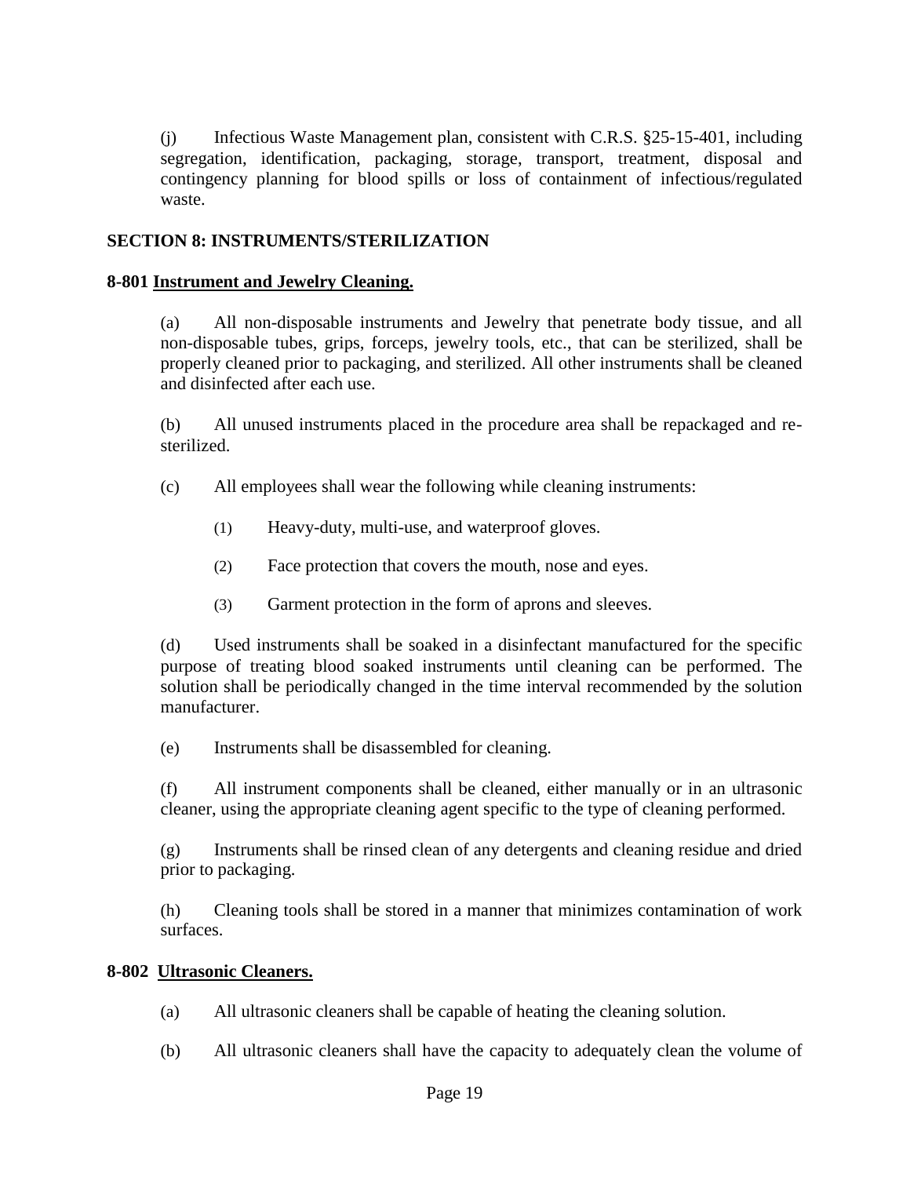(j) Infectious Waste Management plan, consistent with C.R.S. §25-15-401, including segregation, identification, packaging, storage, transport, treatment, disposal and contingency planning for blood spills or loss of containment of infectious/regulated waste.

## SECTION 8: INSTRUMENTS/STERILIZATION

### 8-801 Instrument and Jewelry Cleaning.

(a) All non-disposable instruments and Jewelry that penetrate body tissue, and all non-disposable tubes, grips, forceps, jewelry tools, etc., that can be sterilized, shall be properly cleaned prior to packaging, and sterilized. All other instruments shall be cleaned and disinfected after each use.

(b) All unused instruments placed in the procedure area shall be repackaged and re-sterilized.

(c) All employees shall wear the following while cleaning instruments:

(1) Heavy-duty, multi-use, and waterproof gloves.

(2) Face protection that covers the mouth, nose and eyes.

(3) Garment protection in the form of aprons and sleeves.

(d) Used instruments shall be soaked in a disinfectant manufactured for the specific purpose of treating blood soaked instruments until cleaning can be performed. The solution shall be periodically changed in the time interval recommended by the solution manufacturer.

(e) Instruments shall be disassembled for cleaning.

(f) All instrument components shall be cleaned, either manually or in an ultrasonic cleaner, using the appropriate cleaning agent specific to the type of cleaning performed.

(g) Instruments shall be rinsed clean of any detergents and cleaning residue and dried prior to packaging.

(h) Cleaning tools shall be stored in a manner that minimizes contamination of work surfaces.

### 8-802 Ultrasonic Cleaners.

(a) All ultrasonic cleaners shall be capable of heating the cleaning solution.

(b) All ultrasonic cleaners shall have the capacity to adequately clean the volume of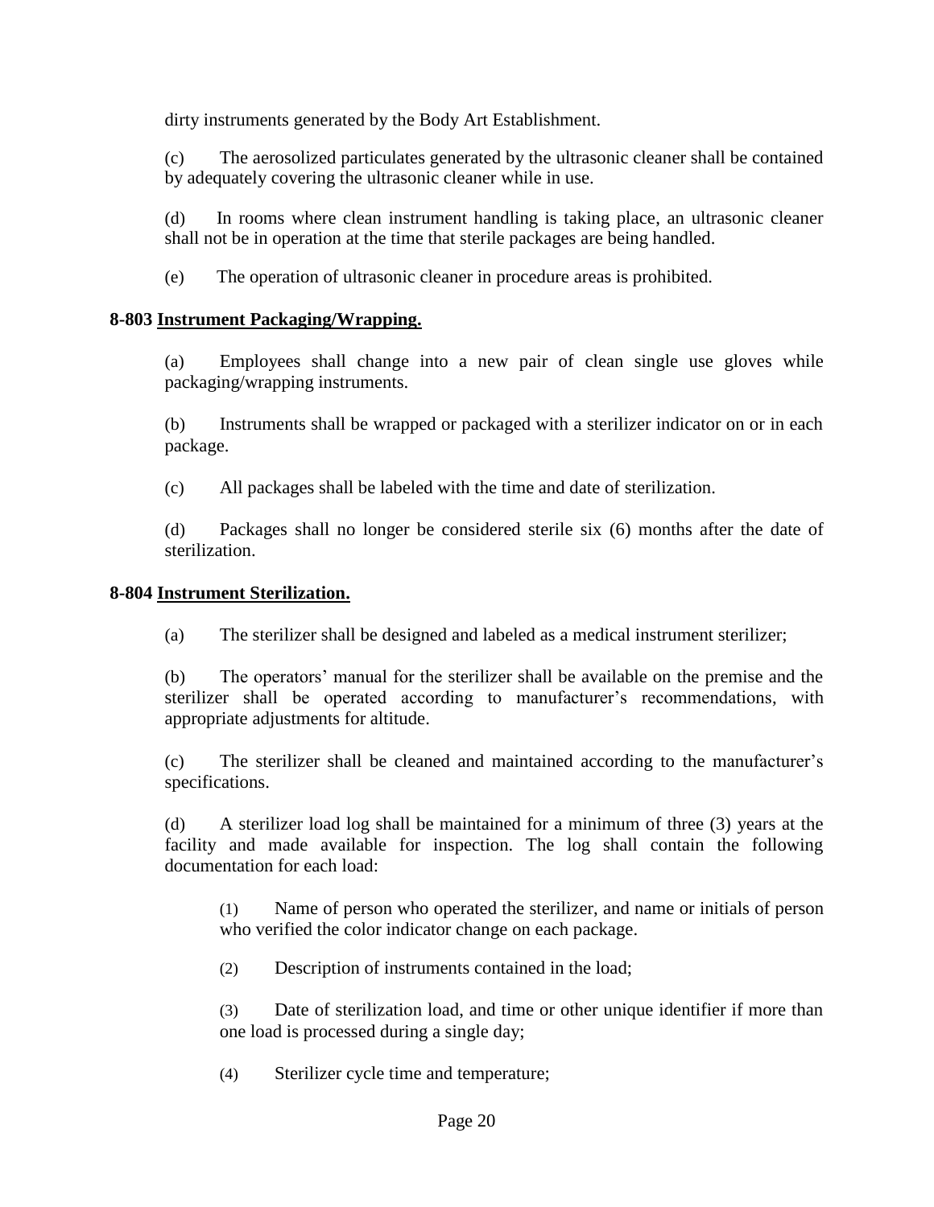dirty instruments generated by the Body Art Establishment.

(c) The aerosolized particulates generated by the ultrasonic cleaner shall be contained by adequately covering the ultrasonic cleaner while in use.

(d) In rooms where clean instrument handling is taking place, an ultrasonic cleaner shall not be in operation at the time that sterile packages are being handled.

(e) The operation of ultrasonic cleaner in procedure areas is prohibited.

**8-803 <u>Instrument Packaging/Wrapping.</u>**

(a) Employees shall change into a new pair of clean single use gloves while packaging/wrapping instruments.

(b) Instruments shall be wrapped or packaged with a sterilizer indicator on or in each package.

(c) All packages shall be labeled with the time and date of sterilization.

(d) Packages shall no longer be considered sterile six (6) months after the date of sterilization.

**8-804 <u>Instrument Sterilization.</u>**

(a) The sterilizer shall be designed and labeled as a medical instrument sterilizer;

(b) The operators' manual for the sterilizer shall be available on the premise and the sterilizer shall be operated according to manufacturer's recommendations, with appropriate adjustments for altitude.

(c) The sterilizer shall be cleaned and maintained according to the manufacturer's specifications.

(d) A sterilizer load log shall be maintained for a minimum of three (3) years at the facility and made available for inspection. The log shall contain the following documentation for each load:

(1) Name of person who operated the sterilizer, and name or initials of person who verified the color indicator change on each package.

(2) Description of instruments contained in the load;

(3) Date of sterilization load, and time or other unique identifier if more than one load is processed during a single day;

(4) Sterilizer cycle time and temperature;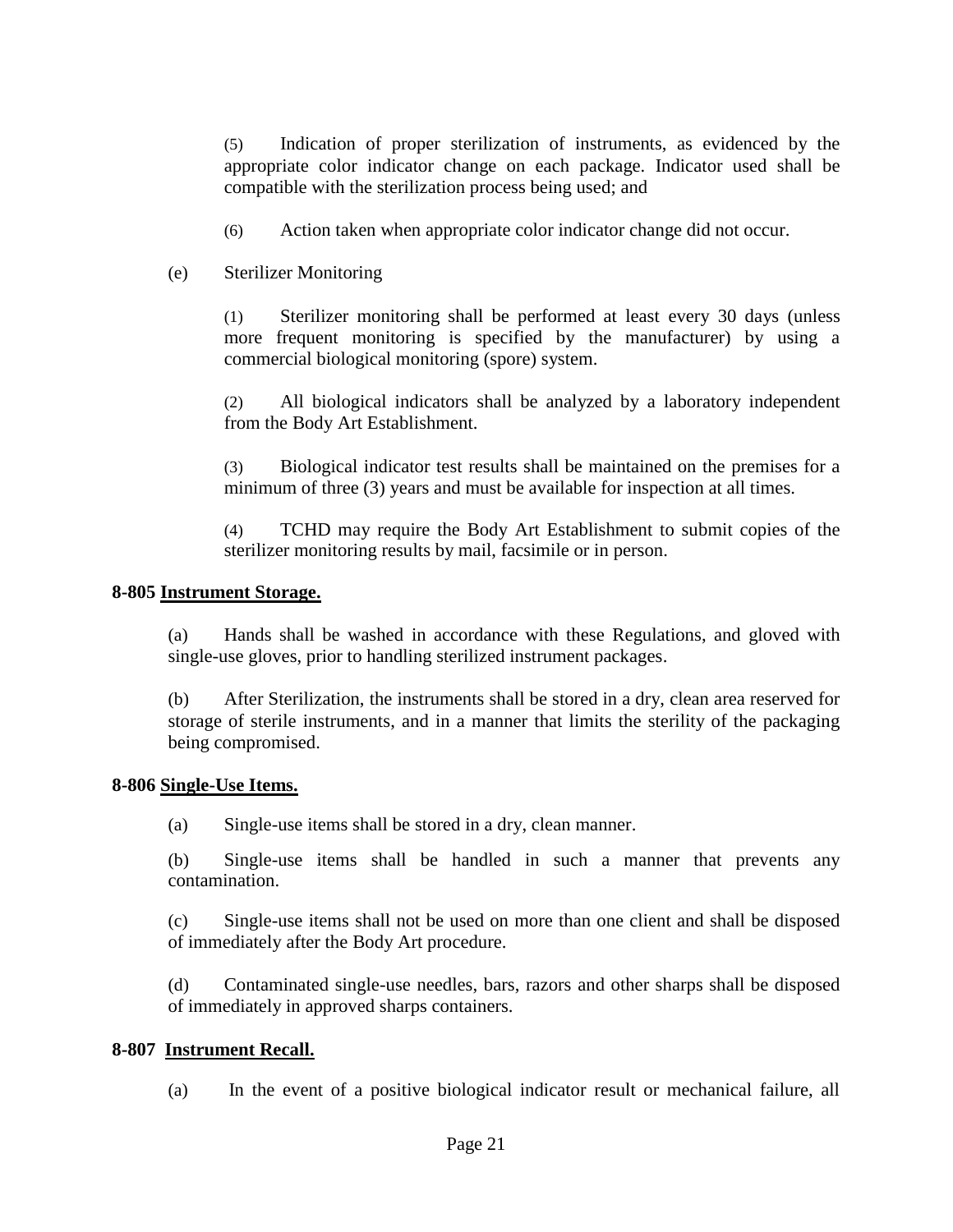(5) Indication of proper sterilization of instruments, as evidenced by the appropriate color indicator change on each package. Indicator used shall be compatible with the sterilization process being used; and

(6) Action taken when appropriate color indicator change did not occur.

(e) Sterilizer Monitoring

(1) Sterilizer monitoring shall be performed at least every 30 days (unless more frequent monitoring is specified by the manufacturer) by using a commercial biological monitoring (spore) system.

(2) All biological indicators shall be analyzed by a laboratory independent from the Body Art Establishment.

(3) Biological indicator test results shall be maintained on the premises for a minimum of three (3) years and must be available for inspection at all times.

(4) TCHD may require the Body Art Establishment to submit copies of the sterilizer monitoring results by mail, facsimile or in person.

**8-805 Instrument Storage.**

(a) Hands shall be washed in accordance with these Regulations, and gloved with single-use gloves, prior to handling sterilized instrument packages.

(b) After Sterilization, the instruments shall be stored in a dry, clean area reserved for storage of sterile instruments, and in a manner that limits the sterility of the packaging being compromised.

**8-806 Single-Use Items.**

(a) Single-use items shall be stored in a dry, clean manner.

(b) Single-use items shall be handled in such a manner that prevents any contamination.

(c) Single-use items shall not be used on more than one client and shall be disposed of immediately after the Body Art procedure.

(d) Contaminated single-use needles, bars, razors and other sharps shall be disposed of immediately in approved sharps containers.

**8-807 Instrument Recall.**

(a) In the event of a positive biological indicator result or mechanical failure, all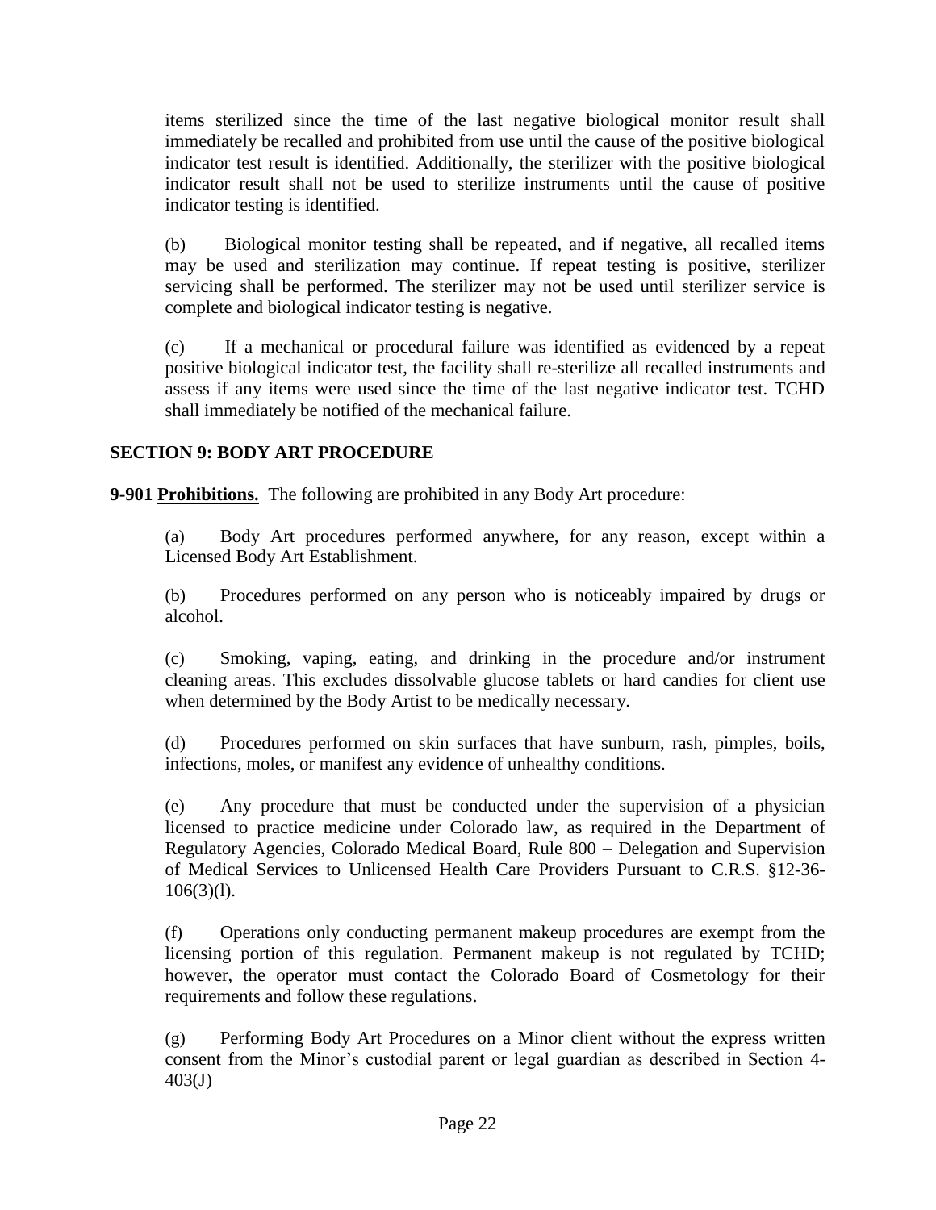items sterilized since the time of the last negative biological monitor result shall immediately be recalled and prohibited from use until the cause of the positive biological indicator test result is identified. Additionally, the sterilizer with the positive biological indicator result shall not be used to sterilize instruments until the cause of positive indicator testing is identified.

(b) Biological monitor testing shall be repeated, and if negative, all recalled items may be used and sterilization may continue. If repeat testing is positive, sterilizer servicing shall be performed. The sterilizer may not be used until sterilizer service is complete and biological indicator testing is negative.

(c) If a mechanical or procedural failure was identified as evidenced by a repeat positive biological indicator test, the facility shall re-sterilize all recalled instruments and assess if any items were used since the time of the last negative indicator test. TCHD shall immediately be notified of the mechanical failure.

## SECTION 9: BODY ART PROCEDURE

**9-901 <u>Prohibitions.</u>** The following are prohibited in any Body Art procedure:

(a) Body Art procedures performed anywhere, for any reason, except within a Licensed Body Art Establishment.

(b) Procedures performed on any person who is noticeably impaired by drugs or alcohol.

(c) Smoking, vaping, eating, and drinking in the procedure and/or instrument cleaning areas. This excludes dissolvable glucose tablets or hard candies for client use when determined by the Body Artist to be medically necessary.

(d) Procedures performed on skin surfaces that have sunburn, rash, pimples, boils, infections, moles, or manifest any evidence of unhealthy conditions.

(e) Any procedure that must be conducted under the supervision of a physician licensed to practice medicine under Colorado law, as required in the Department of Regulatory Agencies, Colorado Medical Board, Rule 800 – Delegation and Supervision of Medical Services to Unlicensed Health Care Providers Pursuant to C.R.S. §12-36-106(3)(l).

(f) Operations only conducting permanent makeup procedures are exempt from the licensing portion of this regulation. Permanent makeup is not regulated by TCHD; however, the operator must contact the Colorado Board of Cosmetology for their requirements and follow these regulations.

(g) Performing Body Art Procedures on a Minor client without the express written consent from the Minor's custodial parent or legal guardian as described in Section 4-403(J)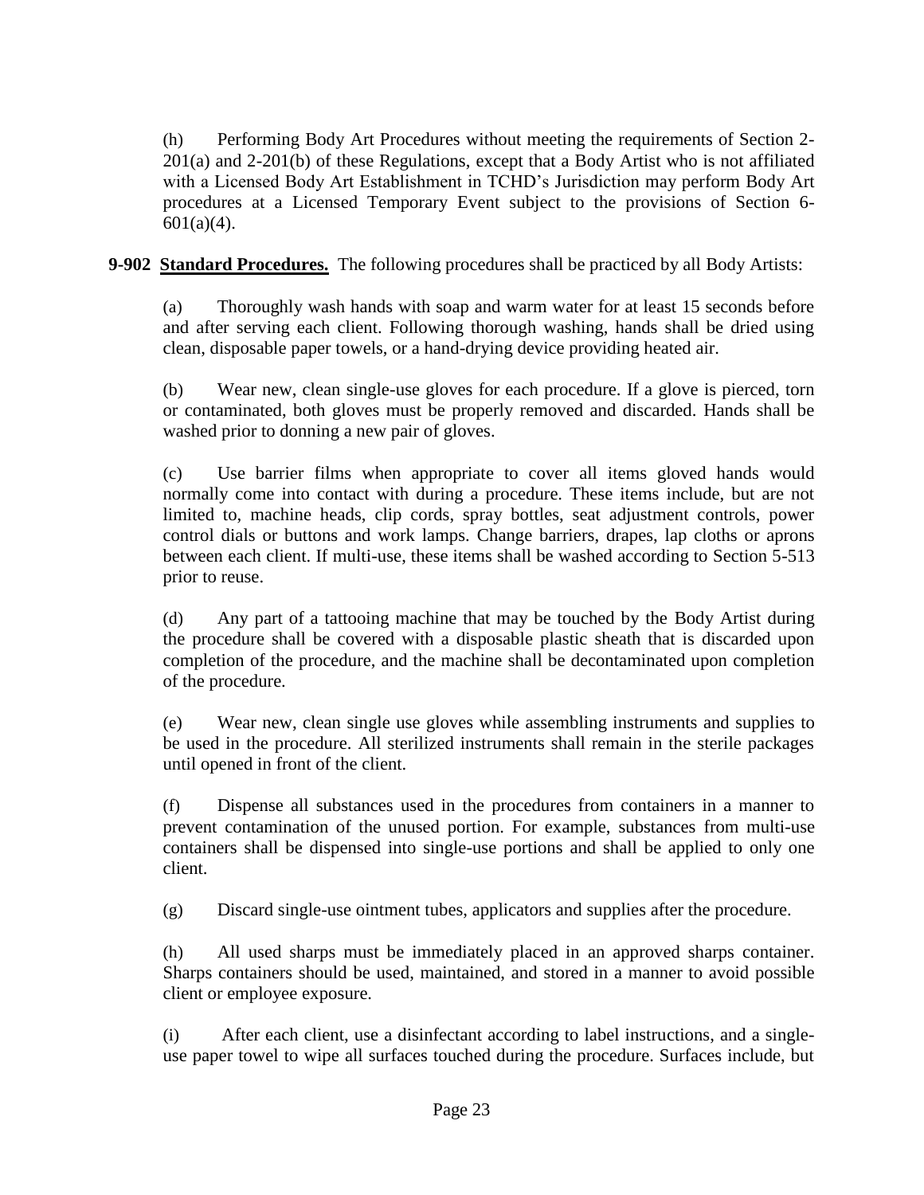(h) Performing Body Art Procedures without meeting the requirements of Section 2-201(a) and 2-201(b) of these Regulations, except that a Body Artist who is not affiliated with a Licensed Body Art Establishment in TCHD's Jurisdiction may perform Body Art procedures at a Licensed Temporary Event subject to the provisions of Section 6-601(a)(4).

**9-902 <u>Standard Procedures.</u>** The following procedures shall be practiced by all Body Artists:

(a) Thoroughly wash hands with soap and warm water for at least 15 seconds before and after serving each client. Following thorough washing, hands shall be dried using clean, disposable paper towels, or a hand-drying device providing heated air.

(b) Wear new, clean single-use gloves for each procedure. If a glove is pierced, torn or contaminated, both gloves must be properly removed and discarded. Hands shall be washed prior to donning a new pair of gloves.

(c) Use barrier films when appropriate to cover all items gloved hands would normally come into contact with during a procedure. These items include, but are not limited to, machine heads, clip cords, spray bottles, seat adjustment controls, power control dials or buttons and work lamps. Change barriers, drapes, lap cloths or aprons between each client. If multi-use, these items shall be washed according to Section 5-513 prior to reuse.

(d) Any part of a tattooing machine that may be touched by the Body Artist during the procedure shall be covered with a disposable plastic sheath that is discarded upon completion of the procedure, and the machine shall be decontaminated upon completion of the procedure.

(e) Wear new, clean single use gloves while assembling instruments and supplies to be used in the procedure. All sterilized instruments shall remain in the sterile packages until opened in front of the client.

(f) Dispense all substances used in the procedures from containers in a manner to prevent contamination of the unused portion. For example, substances from multi-use containers shall be dispensed into single-use portions and shall be applied to only one client.

(g) Discard single-use ointment tubes, applicators and supplies after the procedure.

(h) All used sharps must be immediately placed in an approved sharps container. Sharps containers should be used, maintained, and stored in a manner to avoid possible client or employee exposure.

(i) After each client, use a disinfectant according to label instructions, and a single-use paper towel to wipe all surfaces touched during the procedure. Surfaces include, but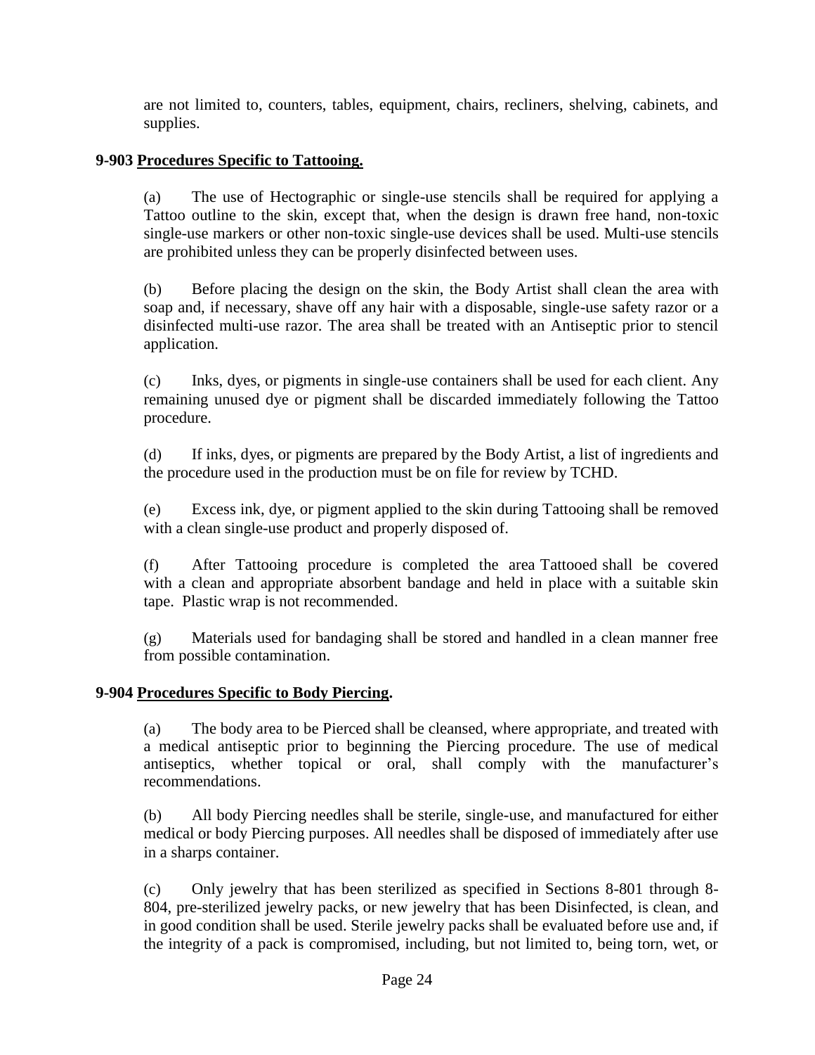are not limited to, counters, tables, equipment, chairs, recliners, shelving, cabinets, and supplies.

**9-903 <u>Procedures Specific to Tattooing.</u>**

(a) The use of Hectographic or single-use stencils shall be required for applying a Tattoo outline to the skin, except that, when the design is drawn free hand, non-toxic single-use markers or other non-toxic single-use devices shall be used. Multi-use stencils are prohibited unless they can be properly disinfected between uses.

(b) Before placing the design on the skin, the Body Artist shall clean the area with soap and, if necessary, shave off any hair with a disposable, single-use safety razor or a disinfected multi-use razor. The area shall be treated with an Antiseptic prior to stencil application.

(c) Inks, dyes, or pigments in single-use containers shall be used for each client. Any remaining unused dye or pigment shall be discarded immediately following the Tattoo procedure.

(d) If inks, dyes, or pigments are prepared by the Body Artist, a list of ingredients and the procedure used in the production must be on file for review by TCHD.

(e) Excess ink, dye, or pigment applied to the skin during Tattooing shall be removed with a clean single-use product and properly disposed of.

(f) After Tattooing procedure is completed the area Tattooed shall be covered with a clean and appropriate absorbent bandage and held in place with a suitable skin tape. Plastic wrap is not recommended.

(g) Materials used for bandaging shall be stored and handled in a clean manner free from possible contamination.

**9-904 <u>Procedures Specific to Body Piercing</u>.**

(a) The body area to be Pierced shall be cleansed, where appropriate, and treated with a medical antiseptic prior to beginning the Piercing procedure. The use of medical antiseptics, whether topical or oral, shall comply with the manufacturer's recommendations.

(b) All body Piercing needles shall be sterile, single-use, and manufactured for either medical or body Piercing purposes. All needles shall be disposed of immediately after use in a sharps container.

(c) Only jewelry that has been sterilized as specified in Sections 8-801 through 8-804, pre-sterilized jewelry packs, or new jewelry that has been Disinfected, is clean, and in good condition shall be used. Sterile jewelry packs shall be evaluated before use and, if the integrity of a pack is compromised, including, but not limited to, being torn, wet, or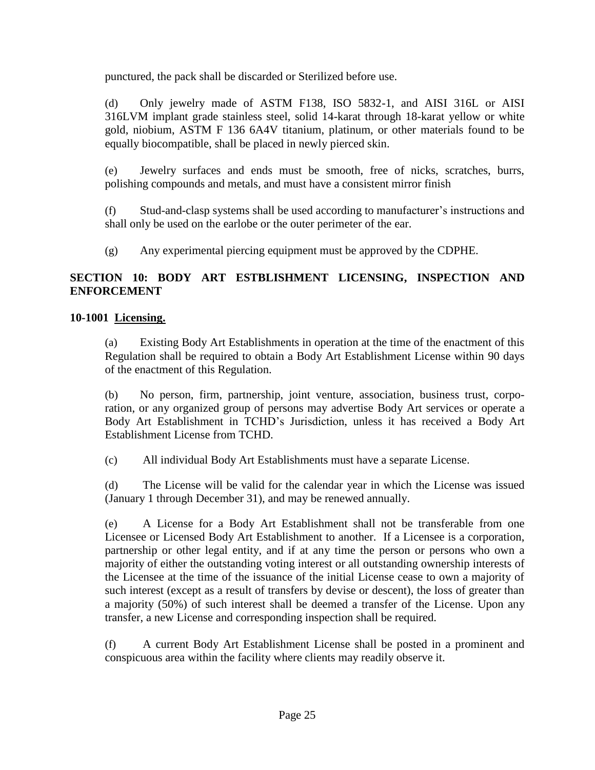punctured, the pack shall be discarded or Sterilized before use.

(d) Only jewelry made of ASTM F138, ISO 5832-1, and AISI 316L or AISI 316LVM implant grade stainless steel, solid 14-karat through 18-karat yellow or white gold, niobium, ASTM F 136 6A4V titanium, platinum, or other materials found to be equally biocompatible, shall be placed in newly pierced skin.

(e) Jewelry surfaces and ends must be smooth, free of nicks, scratches, burrs, polishing compounds and metals, and must have a consistent mirror finish

(f) Stud-and-clasp systems shall be used according to manufacturer's instructions and shall only be used on the earlobe or the outer perimeter of the ear.

(g) Any experimental piercing equipment must be approved by the CDPHE.

## SECTION 10: BODY ART ESTBLISHMENT LICENSING, INSPECTION AND ENFORCEMENT

### 10-1001 Licensing.

(a) Existing Body Art Establishments in operation at the time of the enactment of this Regulation shall be required to obtain a Body Art Establishment License within 90 days of the enactment of this Regulation.

(b) No person, firm, partnership, joint venture, association, business trust, corporation, or any organized group of persons may advertise Body Art services or operate a Body Art Establishment in TCHD's Jurisdiction, unless it has received a Body Art Establishment License from TCHD.

(c) All individual Body Art Establishments must have a separate License.

(d) The License will be valid for the calendar year in which the License was issued (January 1 through December 31), and may be renewed annually.

(e) A License for a Body Art Establishment shall not be transferable from one Licensee or Licensed Body Art Establishment to another. If a Licensee is a corporation, partnership or other legal entity, and if at any time the person or persons who own a majority of either the outstanding voting interest or all outstanding ownership interests of the Licensee at the time of the issuance of the initial License cease to own a majority of such interest (except as a result of transfers by devise or descent), the loss of greater than a majority (50%) of such interest shall be deemed a transfer of the License. Upon any transfer, a new License and corresponding inspection shall be required.

(f) A current Body Art Establishment License shall be posted in a prominent and conspicuous area within the facility where clients may readily observe it.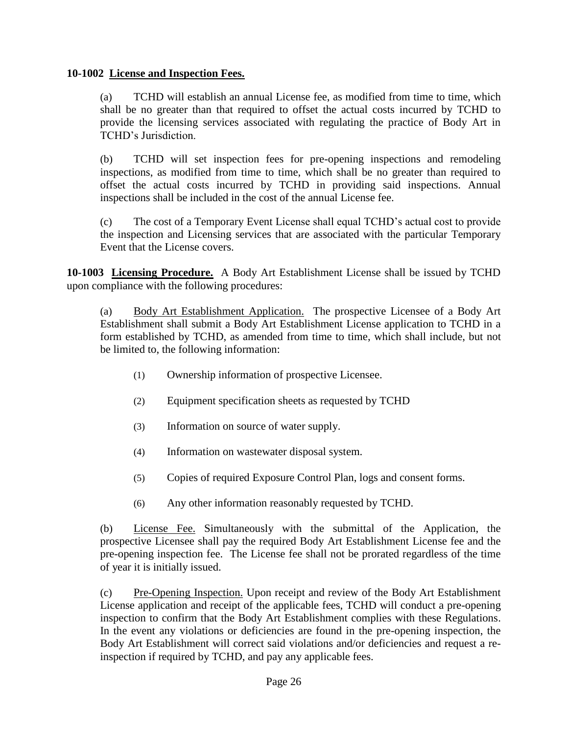**10-1002 License and Inspection Fees.**

(a) TCHD will establish an annual License fee, as modified from time to time, which shall be no greater than that required to offset the actual costs incurred by TCHD to provide the licensing services associated with regulating the practice of Body Art in TCHD's Jurisdiction.

(b) TCHD will set inspection fees for pre-opening inspections and remodeling inspections, as modified from time to time, which shall be no greater than required to offset the actual costs incurred by TCHD in providing said inspections. Annual inspections shall be included in the cost of the annual License fee.

(c) The cost of a Temporary Event License shall equal TCHD's actual cost to provide the inspection and Licensing services that are associated with the particular Temporary Event that the License covers.

**10-1003 Licensing Procedure.** A Body Art Establishment License shall be issued by TCHD upon compliance with the following procedures:

(a) Body Art Establishment Application. The prospective Licensee of a Body Art Establishment shall submit a Body Art Establishment License application to TCHD in a form established by TCHD, as amended from time to time, which shall include, but not be limited to, the following information:

(1) Ownership information of prospective Licensee.

(2) Equipment specification sheets as requested by TCHD

(3) Information on source of water supply.

(4) Information on wastewater disposal system.

(5) Copies of required Exposure Control Plan, logs and consent forms.

(6) Any other information reasonably requested by TCHD.

(b) License Fee. Simultaneously with the submittal of the Application, the prospective Licensee shall pay the required Body Art Establishment License fee and the pre-opening inspection fee. The License fee shall not be prorated regardless of the time of year it is initially issued.

(c) Pre-Opening Inspection. Upon receipt and review of the Body Art Establishment License application and receipt of the applicable fees, TCHD will conduct a pre-opening inspection to confirm that the Body Art Establishment complies with these Regulations. In the event any violations or deficiencies are found in the pre-opening inspection, the Body Art Establishment will correct said violations and/or deficiencies and request a re-inspection if required by TCHD, and pay any applicable fees.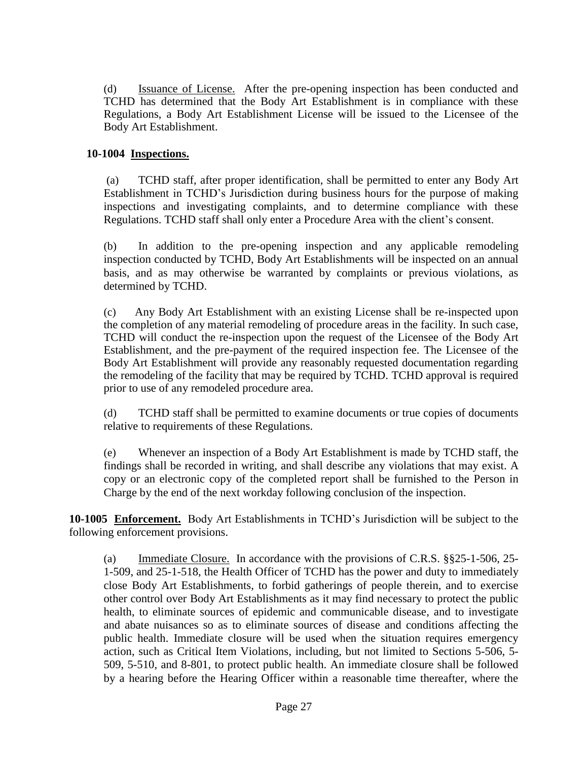(d) Issuance of License. After the pre-opening inspection has been conducted and TCHD has determined that the Body Art Establishment is in compliance with these Regulations, a Body Art Establishment License will be issued to the Licensee of the Body Art Establishment.

**10-1004 Inspections.**

(a) TCHD staff, after proper identification, shall be permitted to enter any Body Art Establishment in TCHD's Jurisdiction during business hours for the purpose of making inspections and investigating complaints, and to determine compliance with these Regulations. TCHD staff shall only enter a Procedure Area with the client's consent.

(b) In addition to the pre-opening inspection and any applicable remodeling inspection conducted by TCHD, Body Art Establishments will be inspected on an annual basis, and as may otherwise be warranted by complaints or previous violations, as determined by TCHD.

(c) Any Body Art Establishment with an existing License shall be re-inspected upon the completion of any material remodeling of procedure areas in the facility. In such case, TCHD will conduct the re-inspection upon the request of the Licensee of the Body Art Establishment, and the pre-payment of the required inspection fee. The Licensee of the Body Art Establishment will provide any reasonably requested documentation regarding the remodeling of the facility that may be required by TCHD. TCHD approval is required prior to use of any remodeled procedure area.

(d) TCHD staff shall be permitted to examine documents or true copies of documents relative to requirements of these Regulations.

(e) Whenever an inspection of a Body Art Establishment is made by TCHD staff, the findings shall be recorded in writing, and shall describe any violations that may exist. A copy or an electronic copy of the completed report shall be furnished to the Person in Charge by the end of the next workday following conclusion of the inspection.

**10-1005 Enforcement.** Body Art Establishments in TCHD's Jurisdiction will be subject to the following enforcement provisions.

(a) Immediate Closure. In accordance with the provisions of C.R.S. §§25-1-506, 25-1-509, and 25-1-518, the Health Officer of TCHD has the power and duty to immediately close Body Art Establishments, to forbid gatherings of people therein, and to exercise other control over Body Art Establishments as it may find necessary to protect the public health, to eliminate sources of epidemic and communicable disease, and to investigate and abate nuisances so as to eliminate sources of disease and conditions affecting the public health. Immediate closure will be used when the situation requires emergency action, such as Critical Item Violations, including, but not limited to Sections 5-506, 5-509, 5-510, and 8-801, to protect public health. An immediate closure shall be followed by a hearing before the Hearing Officer within a reasonable time thereafter, where the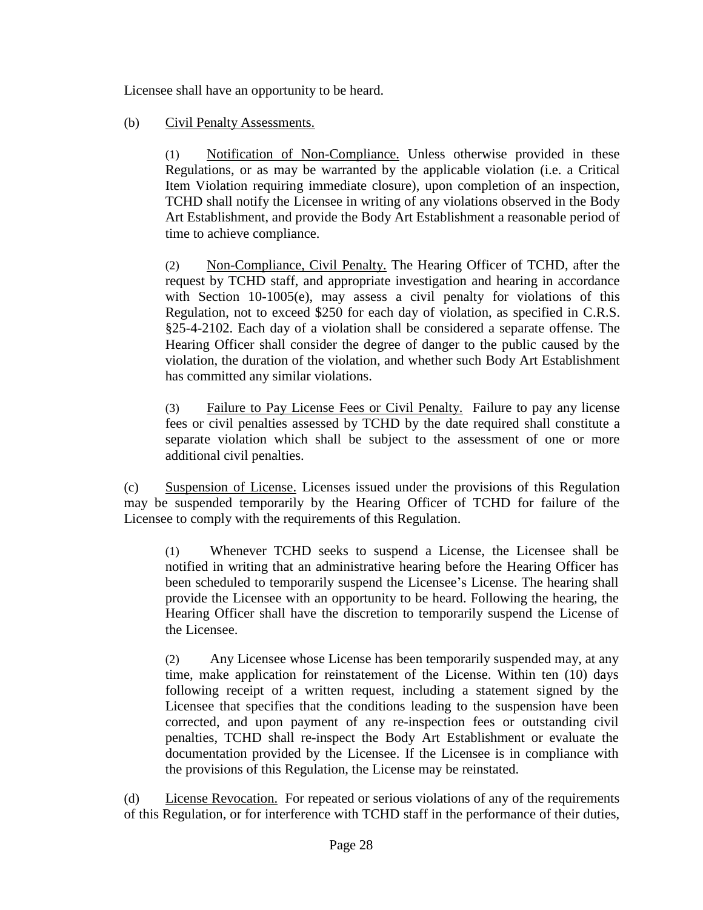Licensee shall have an opportunity to be heard.

(b) <u>Civil Penalty Assessments.</u>

(1) <u>Notification of Non-Compliance.</u> Unless otherwise provided in these Regulations, or as may be warranted by the applicable violation (i.e. a Critical Item Violation requiring immediate closure), upon completion of an inspection, TCHD shall notify the Licensee in writing of any violations observed in the Body Art Establishment, and provide the Body Art Establishment a reasonable period of time to achieve compliance.

(2) <u>Non-Compliance, Civil Penalty.</u> The Hearing Officer of TCHD, after the request by TCHD staff, and appropriate investigation and hearing in accordance with Section 10-1005(e), may assess a civil penalty for violations of this Regulation, not to exceed $250 for each day of violation, as specified in C.R.S. §25-4-2102. Each day of a violation shall be considered a separate offense. The Hearing Officer shall consider the degree of danger to the public caused by the violation, the duration of the violation, and whether such Body Art Establishment has committed any similar violations.

(3) <u>Failure to Pay License Fees or Civil Penalty.</u> Failure to pay any license fees or civil penalties assessed by TCHD by the date required shall constitute a separate violation which shall be subject to the assessment of one or more additional civil penalties.

(c) <u>Suspension of License.</u> Licenses issued under the provisions of this Regulation may be suspended temporarily by the Hearing Officer of TCHD for failure of the Licensee to comply with the requirements of this Regulation.

(1) Whenever TCHD seeks to suspend a License, the Licensee shall be notified in writing that an administrative hearing before the Hearing Officer has been scheduled to temporarily suspend the Licensee's License. The hearing shall provide the Licensee with an opportunity to be heard. Following the hearing, the Hearing Officer shall have the discretion to temporarily suspend the License of the Licensee.

(2) Any Licensee whose License has been temporarily suspended may, at any time, make application for reinstatement of the License. Within ten (10) days following receipt of a written request, including a statement signed by the Licensee that specifies that the conditions leading to the suspension have been corrected, and upon payment of any re-inspection fees or outstanding civil penalties, TCHD shall re-inspect the Body Art Establishment or evaluate the documentation provided by the Licensee. If the Licensee is in compliance with the provisions of this Regulation, the License may be reinstated.

(d) <u>License Revocation.</u> For repeated or serious violations of any of the requirements of this Regulation, or for interference with TCHD staff in the performance of their duties,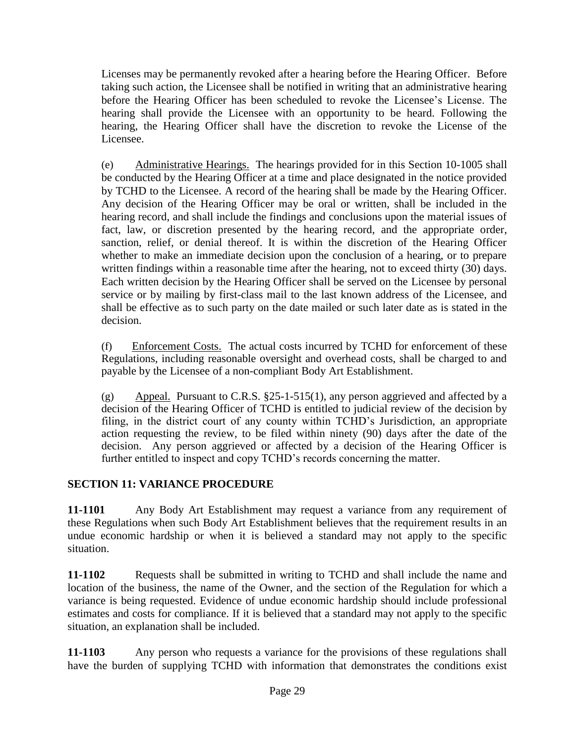Licenses may be permanently revoked after a hearing before the Hearing Officer. Before taking such action, the Licensee shall be notified in writing that an administrative hearing before the Hearing Officer has been scheduled to revoke the Licensee's License. The hearing shall provide the Licensee with an opportunity to be heard. Following the hearing, the Hearing Officer shall have the discretion to revoke the License of the Licensee.

(e) Administrative Hearings. The hearings provided for in this Section 10-1005 shall be conducted by the Hearing Officer at a time and place designated in the notice provided by TCHD to the Licensee. A record of the hearing shall be made by the Hearing Officer. Any decision of the Hearing Officer may be oral or written, shall be included in the hearing record, and shall include the findings and conclusions upon the material issues of fact, law, or discretion presented by the hearing record, and the appropriate order, sanction, relief, or denial thereof. It is within the discretion of the Hearing Officer whether to make an immediate decision upon the conclusion of a hearing, or to prepare written findings within a reasonable time after the hearing, not to exceed thirty (30) days. Each written decision by the Hearing Officer shall be served on the Licensee by personal service or by mailing by first-class mail to the last known address of the Licensee, and shall be effective as to such party on the date mailed or such later date as is stated in the decision.

(f) Enforcement Costs. The actual costs incurred by TCHD for enforcement of these Regulations, including reasonable oversight and overhead costs, shall be charged to and payable by the Licensee of a non-compliant Body Art Establishment.

(g) Appeal. Pursuant to C.R.S. §25-1-515(1), any person aggrieved and affected by a decision of the Hearing Officer of TCHD is entitled to judicial review of the decision by filing, in the district court of any county within TCHD's Jurisdiction, an appropriate action requesting the review, to be filed within ninety (90) days after the date of the decision. Any person aggrieved or affected by a decision of the Hearing Officer is further entitled to inspect and copy TCHD's records concerning the matter.

## SECTION 11: VARIANCE PROCEDURE

**11-1101** Any Body Art Establishment may request a variance from any requirement of these Regulations when such Body Art Establishment believes that the requirement results in an undue economic hardship or when it is believed a standard may not apply to the specific situation.

**11-1102** Requests shall be submitted in writing to TCHD and shall include the name and location of the business, the name of the Owner, and the section of the Regulation for which a variance is being requested. Evidence of undue economic hardship should include professional estimates and costs for compliance. If it is believed that a standard may not apply to the specific situation, an explanation shall be included.

**11-1103** Any person who requests a variance for the provisions of these regulations shall have the burden of supplying TCHD with information that demonstrates the conditions exist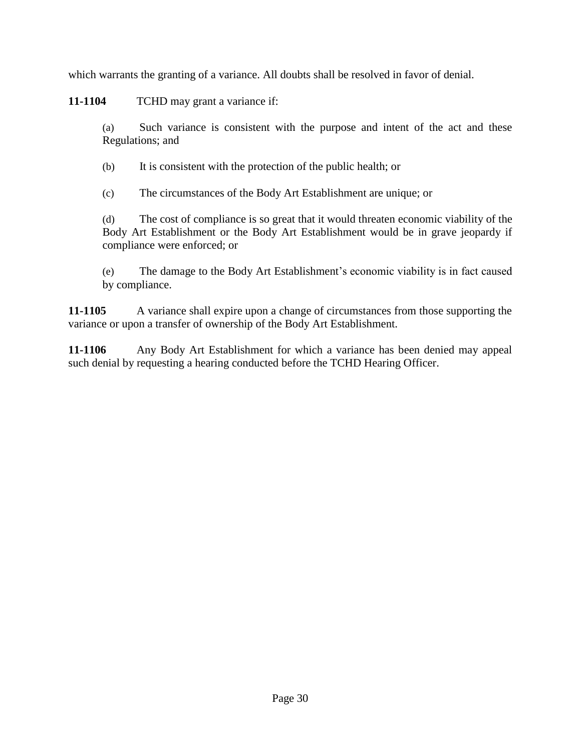which warrants the granting of a variance. All doubts shall be resolved in favor of denial.

**11-1104** TCHD may grant a variance if:

(a) Such variance is consistent with the purpose and intent of the act and these Regulations; and

(b) It is consistent with the protection of the public health; or

(c) The circumstances of the Body Art Establishment are unique; or

(d) The cost of compliance is so great that it would threaten economic viability of the Body Art Establishment or the Body Art Establishment would be in grave jeopardy if compliance were enforced; or

(e) The damage to the Body Art Establishment's economic viability is in fact caused by compliance.

**11-1105** A variance shall expire upon a change of circumstances from those supporting the variance or upon a transfer of ownership of the Body Art Establishment.

**11-1106** Any Body Art Establishment for which a variance has been denied may appeal such denial by requesting a hearing conducted before the TCHD Hearing Officer.